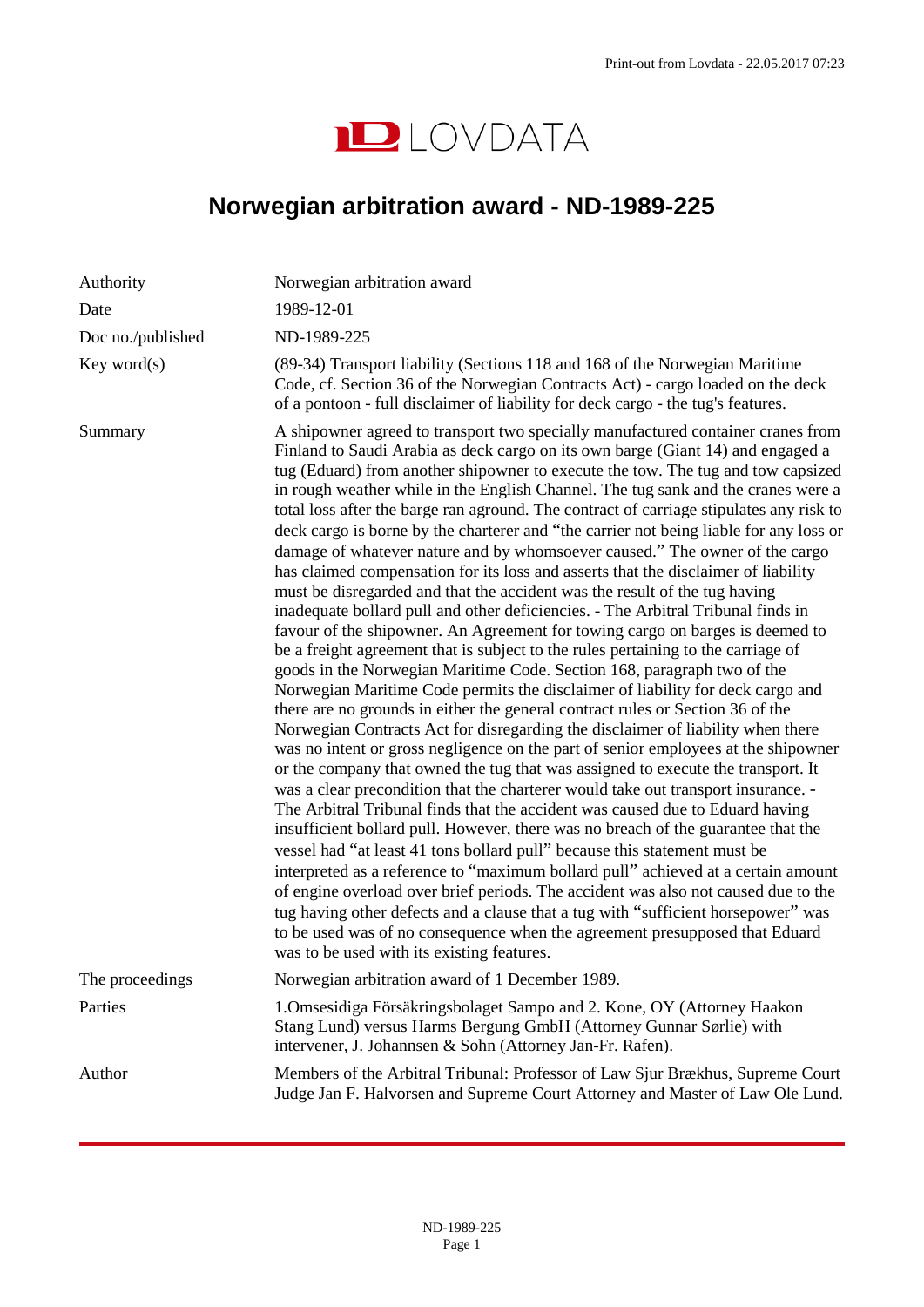# Norwegian arbitration award - ND-1989-225

| | |
|---|---|
| Authority | Norwegian arbitration award |
| Date | 1989-12-01 |
| Doc no./published | ND-1989-225 |
| Key word(s) | (89-34) Transport liability (Sections 118 and 168 of the Norwegian Maritime Code, cf. Section 36 of the Norwegian Contracts Act) - cargo loaded on the deck of a pontoon - full disclaimer of liability for deck cargo - the tug's features. |
| Summary | A shipowner agreed to transport two specially manufactured container cranes from Finland to Saudi Arabia as deck cargo on its own barge (Giant 14) and engaged a tug (Eduard) from another shipowner to execute the tow. The tug and tow capsized in rough weather while in the English Channel. The tug sank and the cranes were a total loss after the barge ran aground. The contract of carriage stipulates any risk to deck cargo is borne by the charterer and "the carrier not being liable for any loss or damage of whatever nature and by whomsoever caused." The owner of the cargo has claimed compensation for its loss and asserts that the disclaimer of liability must be disregarded and that the accident was the result of the tug having inadequate bollard pull and other deficiencies. - The Arbitral Tribunal finds in favour of the shipowner. An Agreement for towing cargo on barges is deemed to be a freight agreement that is subject to the rules pertaining to the carriage of goods in the Norwegian Maritime Code. Section 168, paragraph two of the Norwegian Maritime Code permits the disclaimer of liability for deck cargo and there are no grounds in either the general contract rules or Section 36 of the Norwegian Contracts Act for disregarding the disclaimer of liability when there was no intent or gross negligence on the part of senior employees at the shipowner or the company that owned the tug that was assigned to execute the transport. It was a clear precondition that the charterer would take out transport insurance. - The Arbitral Tribunal finds that the accident was caused due to Eduard having insufficient bollard pull. However, there was no breach of the guarantee that the vessel had "at least 41 tons bollard pull" because this statement must be interpreted as a reference to "maximum bollard pull" achieved at a certain amount of engine overload over brief periods. The accident was also not caused due to the tug having other defects and a clause that a tug with "sufficient horsepower" was to be used was of no consequence when the agreement presupposed that Eduard was to be used with its existing features. |
| The proceedings | Norwegian arbitration award of 1 December 1989. |
| Parties | 1.Omsesidiga Försäkringsbolaget Sampo and 2. Kone, OY (Attorney Haakon Stang Lund) versus Harms Bergung GmbH (Attorney Gunnar Sørlie) with intervener, J. Johannsen & Sohn (Attorney Jan-Fr. Rafen). |
| Author | Members of the Arbitral Tribunal: Professor of Law Sjur Brækhus, Supreme Court Judge Jan F. Halvorsen and Supreme Court Attorney and Master of Law Ole Lund. |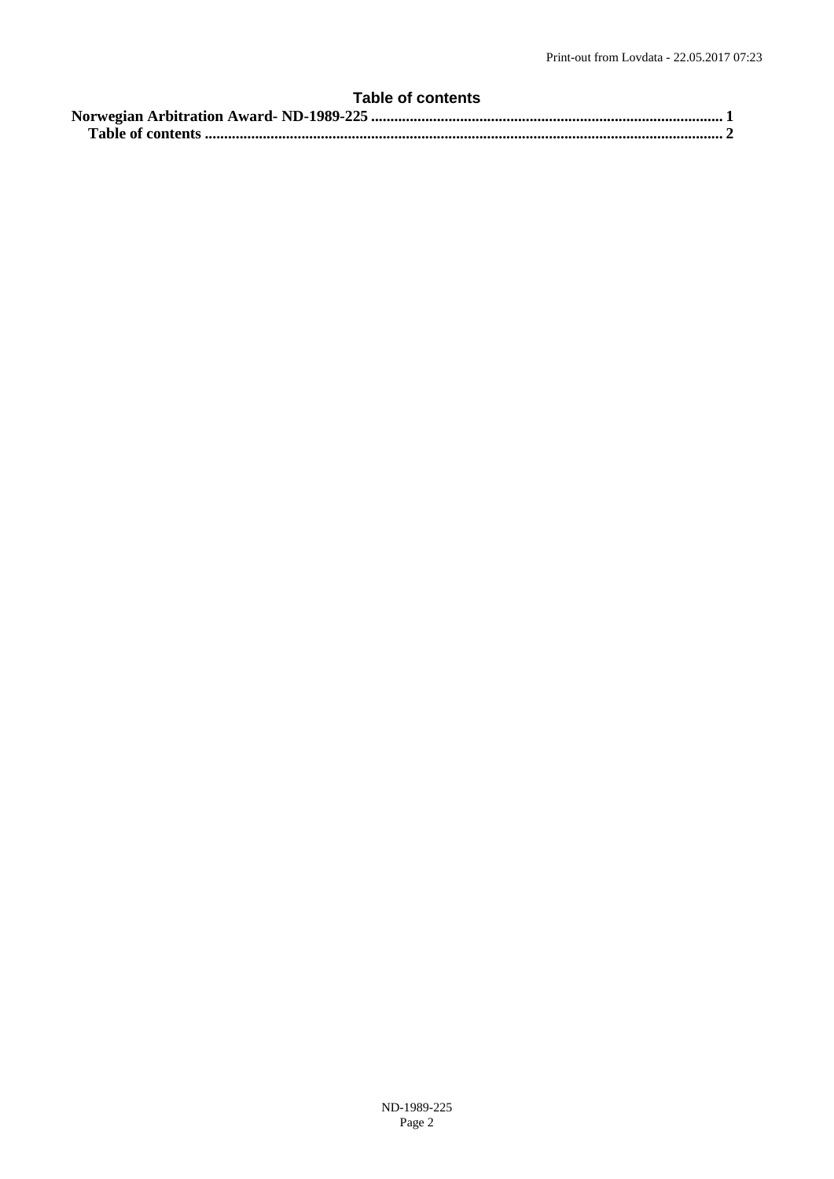## Table of contents

**Norwegian Arbitration Award- ND-1989-225 .......................................................................................... 1**

**Table of contents .................................................................................................................................. 2**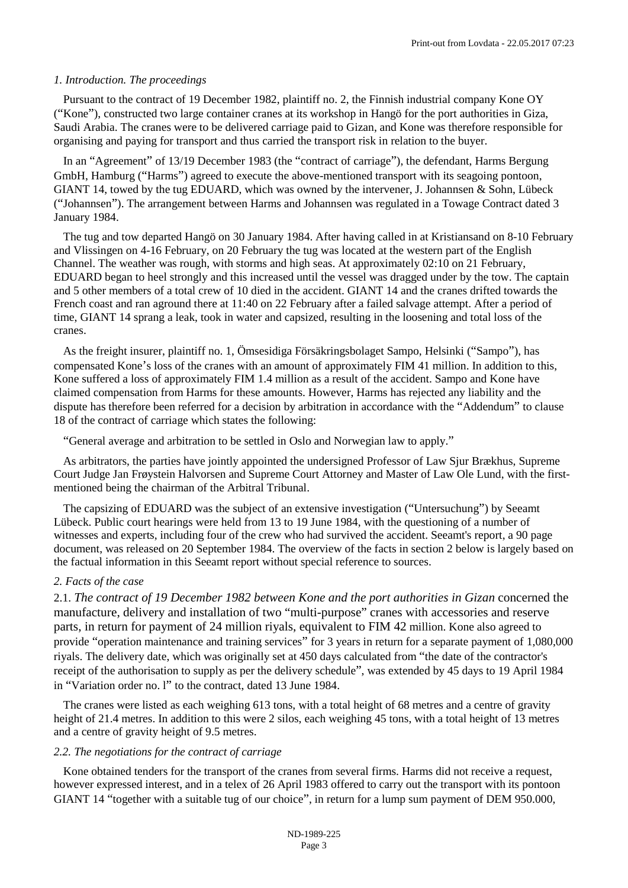*1. Introduction. The proceedings*

Pursuant to the contract of 19 December 1982, plaintiff no. 2, the Finnish industrial company Kone OY ("Kone"), constructed two large container cranes at its workshop in Hangö for the port authorities in Giza, Saudi Arabia. The cranes were to be delivered carriage paid to Gizan, and Kone was therefore responsible for organising and paying for transport and thus carried the transport risk in relation to the buyer.

In an "Agreement" of 13/19 December 1983 (the "contract of carriage"), the defendant, Harms Bergung GmbH, Hamburg ("Harms") agreed to execute the above-mentioned transport with its seagoing pontoon, GIANT 14, towed by the tug EDUARD, which was owned by the intervener, J. Johannsen & Sohn, Lübeck ("Johannsen"). The arrangement between Harms and Johannsen was regulated in a Towage Contract dated 3 January 1984.

The tug and tow departed Hangö on 30 January 1984. After having called in at Kristiansand on 8-10 February and Vlissingen on 4-16 February, on 20 February the tug was located at the western part of the English Channel. The weather was rough, with storms and high seas. At approximately 02:10 on 21 February, EDUARD began to heel strongly and this increased until the vessel was dragged under by the tow. The captain and 5 other members of a total crew of 10 died in the accident. GIANT 14 and the cranes drifted towards the French coast and ran aground there at 11:40 on 22 February after a failed salvage attempt. After a period of time, GIANT 14 sprang a leak, took in water and capsized, resulting in the loosening and total loss of the cranes.

As the freight insurer, plaintiff no. 1, Ömsesidiga Försäkringsbolaget Sampo, Helsinki ("Sampo"), has compensated Kone's loss of the cranes with an amount of approximately FIM 41 million. In addition to this, Kone suffered a loss of approximately FIM 1.4 million as a result of the accident. Sampo and Kone have claimed compensation from Harms for these amounts. However, Harms has rejected any liability and the dispute has therefore been referred for a decision by arbitration in accordance with the "Addendum" to clause 18 of the contract of carriage which states the following:

"General average and arbitration to be settled in Oslo and Norwegian law to apply."

As arbitrators, the parties have jointly appointed the undersigned Professor of Law Sjur Brækhus, Supreme Court Judge Jan Frøystein Halvorsen and Supreme Court Attorney and Master of Law Ole Lund, with the first-mentioned being the chairman of the Arbitral Tribunal.

The capsizing of EDUARD was the subject of an extensive investigation ("Untersuchung") by Seeamt Lübeck. Public court hearings were held from 13 to 19 June 1984, with the questioning of a number of witnesses and experts, including four of the crew who had survived the accident. Seeamt's report, a 90 page document, was released on 20 September 1984. The overview of the facts in section 2 below is largely based on the factual information in this Seeamt report without special reference to sources.

*2. Facts of the case*

2.1. *The contract of 19 December 1982 between Kone and the port authorities in Gizan* concerned the manufacture, delivery and installation of two "multi-purpose" cranes with accessories and reserve parts, in return for payment of 24 million riyals, equivalent to FIM 42 million. Kone also agreed to provide "operation maintenance and training services" for 3 years in return for a separate payment of 1,080,000 riyals. The delivery date, which was originally set at 450 days calculated from "the date of the contractor's receipt of the authorisation to supply as per the delivery schedule", was extended by 45 days to 19 April 1984 in "Variation order no. l" to the contract, dated 13 June 1984.

The cranes were listed as each weighing 613 tons, with a total height of 68 metres and a centre of gravity height of 21.4 metres. In addition to this were 2 silos, each weighing 45 tons, with a total height of 13 metres and a centre of gravity height of 9.5 metres.

*2.2. The negotiations for the contract of carriage*

Kone obtained tenders for the transport of the cranes from several firms. Harms did not receive a request, however expressed interest, and in a telex of 26 April 1983 offered to carry out the transport with its pontoon GIANT 14 "together with a suitable tug of our choice", in return for a lump sum payment of DEM 950.000,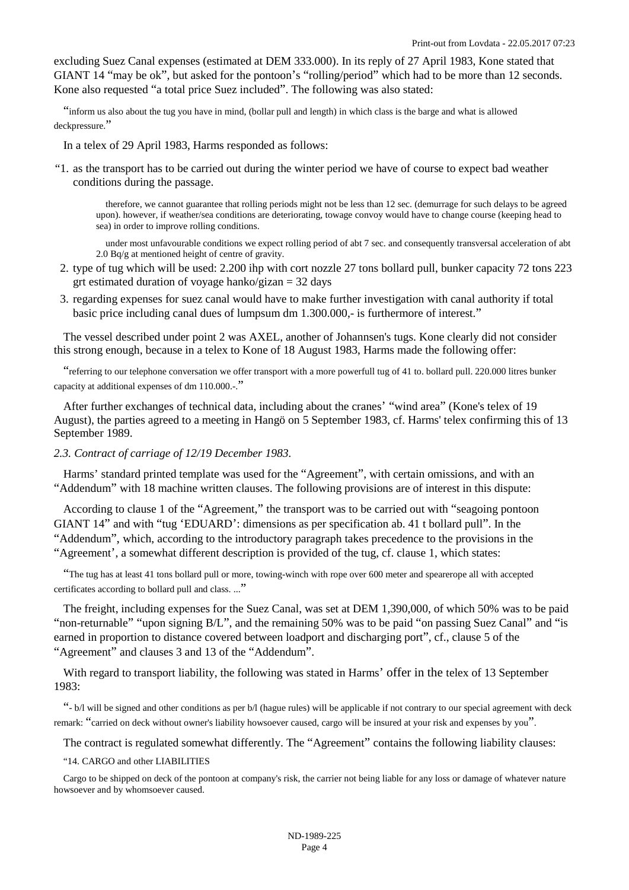excluding Suez Canal expenses (estimated at DEM 333.000). In its reply of 27 April 1983, Kone stated that GIANT 14 "may be ok", but asked for the pontoon's "rolling/period" which had to be more than 12 seconds. Kone also requested "a total price Suez included". The following was also stated:

> "inform us also about the tug you have in mind, (bollar pull and length) in which class is the barge and what is allowed deckpressure."

In a telex of 29 April 1983, Harms responded as follows:

"1. as the transport has to be carried out during the winter period we have of course to expect bad weather conditions during the passage.

> therefore, we cannot guarantee that rolling periods might not be less than 12 sec. (demurrage for such delays to be agreed upon). however, if weather/sea conditions are deteriorating, towage convoy would have to change course (keeping head to sea) in order to improve rolling conditions.
>
> under most unfavourable conditions we expect rolling period of abt 7 sec. and consequently transversal acceleration of abt 2.0 Bq/g at mentioned height of centre of gravity.

2. type of tug which will be used: 2.200 ihp with cort nozzle 27 tons bollard pull, bunker capacity 72 tons 223 grt estimated duration of voyage hanko/gizan = 32 days
3. regarding expenses for suez canal would have to make further investigation with canal authority if total basic price including canal dues of lumpsum dm 1.300.000,- is furthermore of interest."

The vessel described under point 2 was AXEL, another of Johannsen's tugs. Kone clearly did not consider this strong enough, because in a telex to Kone of 18 August 1983, Harms made the following offer:

> "referring to our telephone conversation we offer transport with a more powerfull tug of 41 to. bollard pull. 220.000 litres bunker capacity at additional expenses of dm 110.000.-."

After further exchanges of technical data, including about the cranes' "wind area" (Kone's telex of 19 August), the parties agreed to a meeting in Hangö on 5 September 1983, cf. Harms' telex confirming this of 13 September 1989.

*2.3. Contract of carriage of 12/19 December 1983.*

Harms' standard printed template was used for the "Agreement", with certain omissions, and with an "Addendum" with 18 machine written clauses. The following provisions are of interest in this dispute:

According to clause 1 of the "Agreement," the transport was to be carried out with "seagoing pontoon GIANT 14" and with "tug 'EDUARD': dimensions as per specification ab. 41 t bollard pull". In the "Addendum", which, according to the introductory paragraph takes precedence to the provisions in the "Agreement', a somewhat different description is provided of the tug, cf. clause 1, which states:

> "The tug has at least 41 tons bollard pull or more, towing-winch with rope over 600 meter and spearerope all with accepted certificates according to bollard pull and class. ..."

The freight, including expenses for the Suez Canal, was set at DEM 1,390,000, of which 50% was to be paid "non-returnable" "upon signing B/L", and the remaining 50% was to be paid "on passing Suez Canal" and "is earned in proportion to distance covered between loadport and discharging port", cf., clause 5 of the "Agreement" and clauses 3 and 13 of the "Addendum".

With regard to transport liability, the following was stated in Harms' offer in the telex of 13 September 1983:

> "- b/l will be signed and other conditions as per b/l (hague rules) will be applicable if not contrary to our special agreement with deck remark: "carried on deck without owner's liability howsoever caused, cargo will be insured at your risk and expenses by you".

The contract is regulated somewhat differently. The "Agreement" contains the following liability clauses:

"14. CARGO and other LIABILITIES

Cargo to be shipped on deck of the pontoon at company's risk, the carrier not being liable for any loss or damage of whatever nature howsoever and by whomsoever caused.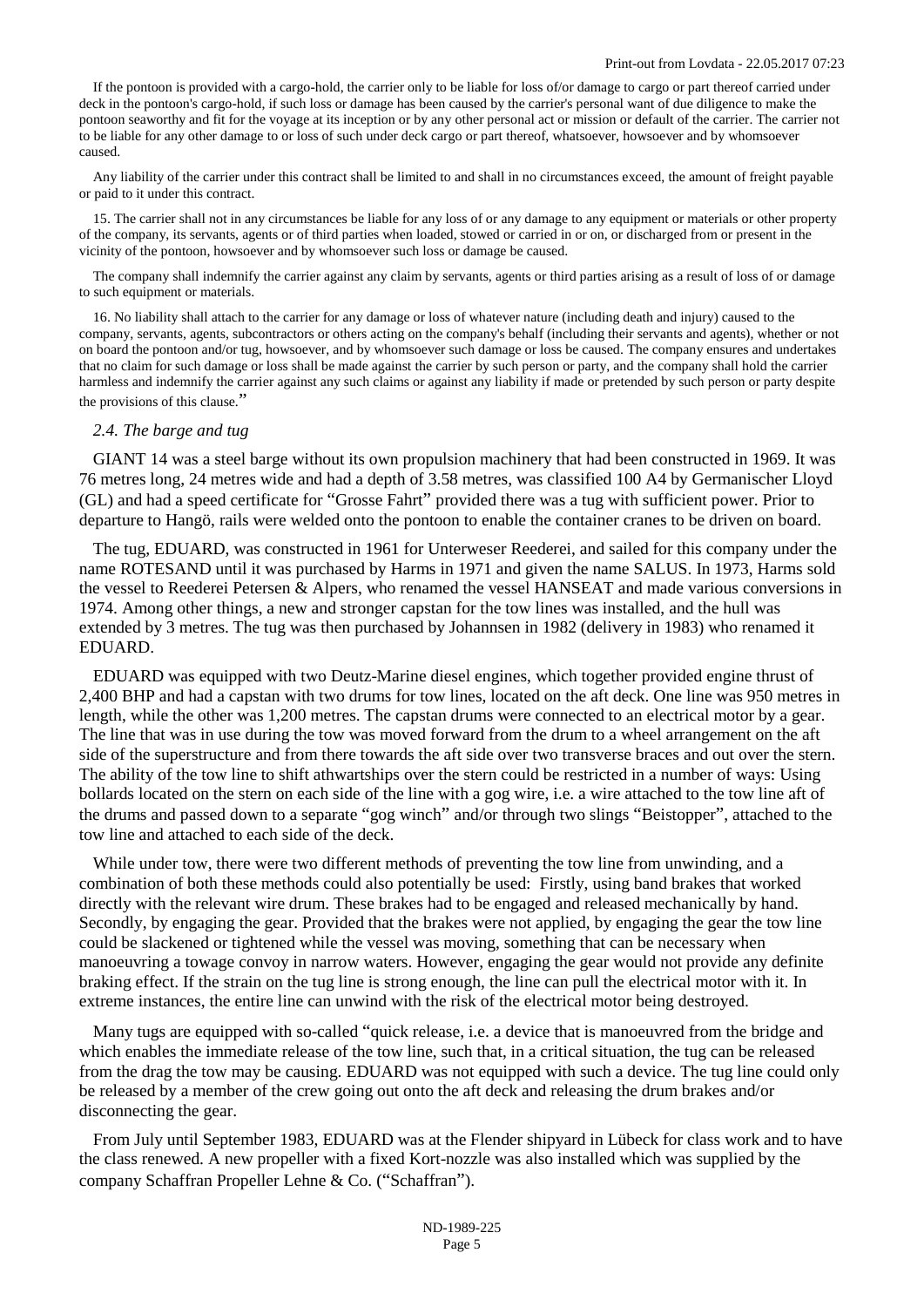If the pontoon is provided with a cargo-hold, the carrier only to be liable for loss of/or damage to cargo or part thereof carried under deck in the pontoon's cargo-hold, if such loss or damage has been caused by the carrier's personal want of due diligence to make the pontoon seaworthy and fit for the voyage at its inception or by any other personal act or mission or default of the carrier. The carrier not to be liable for any other damage to or loss of such under deck cargo or part thereof, whatsoever, howsoever and by whomsoever caused.

Any liability of the carrier under this contract shall be limited to and shall in no circumstances exceed, the amount of freight payable or paid to it under this contract.

15. The carrier shall not in any circumstances be liable for any loss of or any damage to any equipment or materials or other property of the company, its servants, agents or of third parties when loaded, stowed or carried in or on, or discharged from or present in the vicinity of the pontoon, howsoever and by whomsoever such loss or damage be caused.

The company shall indemnify the carrier against any claim by servants, agents or third parties arising as a result of loss of or damage to such equipment or materials.

16. No liability shall attach to the carrier for any damage or loss of whatever nature (including death and injury) caused to the company, servants, agents, subcontractors or others acting on the company's behalf (including their servants and agents), whether or not on board the pontoon and/or tug, howsoever, and by whomsoever such damage or loss be caused. The company ensures and undertakes that no claim for such damage or loss shall be made against the carrier by such person or party, and the company shall hold the carrier harmless and indemnify the carrier against any such claims or against any liability if made or pretended by such person or party despite the provisions of this clause."

### *2.4. The barge and tug*

GIANT 14 was a steel barge without its own propulsion machinery that had been constructed in 1969. It was 76 metres long, 24 metres wide and had a depth of 3.58 metres, was classified 100 A4 by Germanischer Lloyd (GL) and had a speed certificate for "Grosse Fahrt" provided there was a tug with sufficient power. Prior to departure to Hangö, rails were welded onto the pontoon to enable the container cranes to be driven on board.

The tug, EDUARD, was constructed in 1961 for Unterweser Reederei, and sailed for this company under the name ROTESAND until it was purchased by Harms in 1971 and given the name SALUS. In 1973, Harms sold the vessel to Reederei Petersen & Alpers, who renamed the vessel HANSEAT and made various conversions in 1974. Among other things, a new and stronger capstan for the tow lines was installed, and the hull was extended by 3 metres. The tug was then purchased by Johannsen in 1982 (delivery in 1983) who renamed it EDUARD.

EDUARD was equipped with two Deutz-Marine diesel engines, which together provided engine thrust of 2,400 BHP and had a capstan with two drums for tow lines, located on the aft deck. One line was 950 metres in length, while the other was 1,200 metres. The capstan drums were connected to an electrical motor by a gear. The line that was in use during the tow was moved forward from the drum to a wheel arrangement on the aft side of the superstructure and from there towards the aft side over two transverse braces and out over the stern. The ability of the tow line to shift athwartships over the stern could be restricted in a number of ways: Using bollards located on the stern on each side of the line with a gog wire, i.e. a wire attached to the tow line aft of the drums and passed down to a separate "gog winch" and/or through two slings "Beistopper", attached to the tow line and attached to each side of the deck.

While under tow, there were two different methods of preventing the tow line from unwinding, and a combination of both these methods could also potentially be used: Firstly, using band brakes that worked directly with the relevant wire drum. These brakes had to be engaged and released mechanically by hand. Secondly, by engaging the gear. Provided that the brakes were not applied, by engaging the gear the tow line could be slackened or tightened while the vessel was moving, something that can be necessary when manoeuvring a towage convoy in narrow waters. However, engaging the gear would not provide any definite braking effect. If the strain on the tug line is strong enough, the line can pull the electrical motor with it. In extreme instances, the entire line can unwind with the risk of the electrical motor being destroyed.

Many tugs are equipped with so-called "quick release, i.e. a device that is manoeuvred from the bridge and which enables the immediate release of the tow line, such that, in a critical situation, the tug can be released from the drag the tow may be causing. EDUARD was not equipped with such a device. The tug line could only be released by a member of the crew going out onto the aft deck and releasing the drum brakes and/or disconnecting the gear.

From July until September 1983, EDUARD was at the Flender shipyard in Lübeck for class work and to have the class renewed. A new propeller with a fixed Kort-nozzle was also installed which was supplied by the company Schaffran Propeller Lehne & Co. ("Schaffran").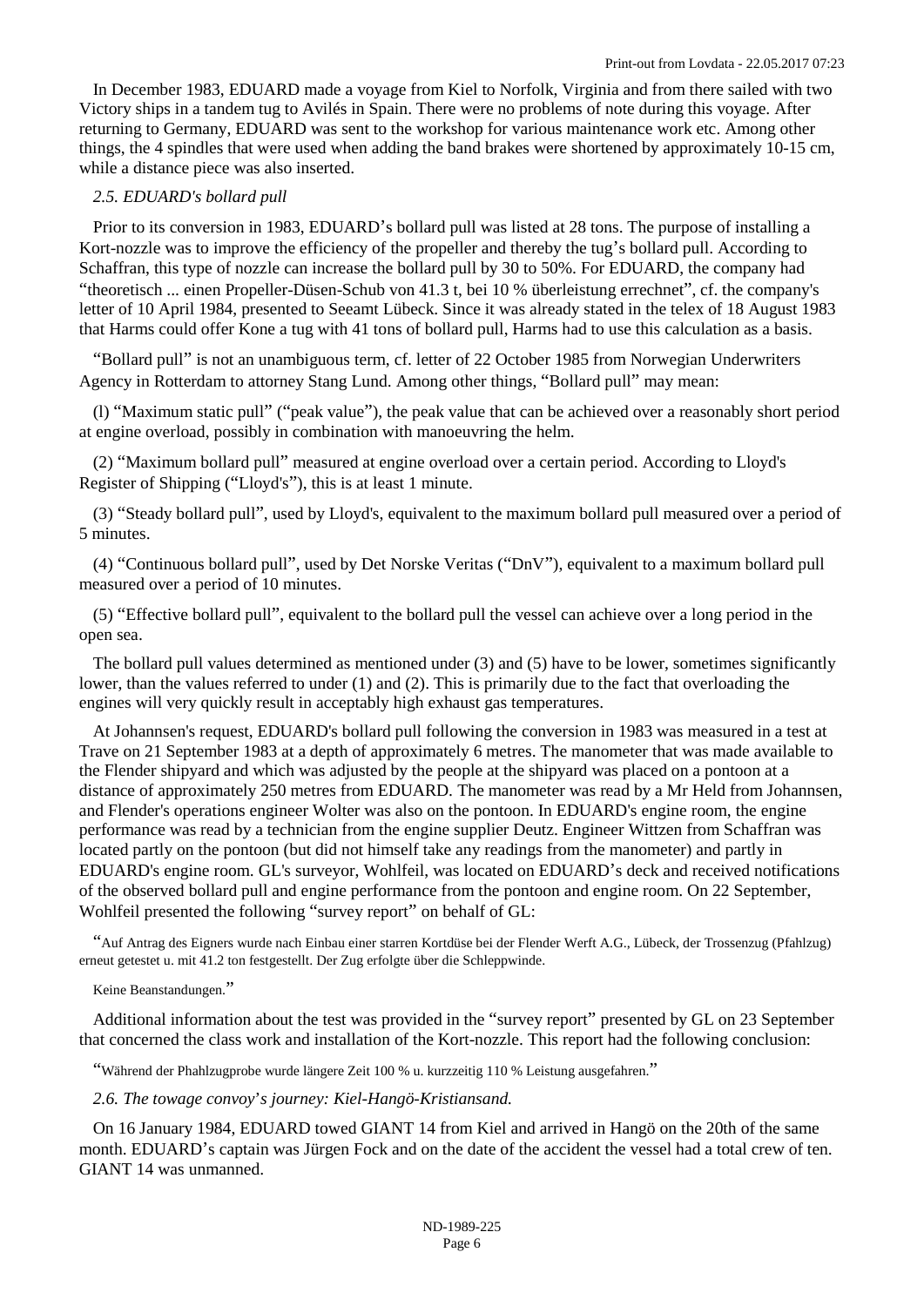In December 1983, EDUARD made a voyage from Kiel to Norfolk, Virginia and from there sailed with two Victory ships in a tandem tug to Avilés in Spain. There were no problems of note during this voyage. After returning to Germany, EDUARD was sent to the workshop for various maintenance work etc. Among other things, the 4 spindles that were used when adding the band brakes were shortened by approximately 10-15 cm, while a distance piece was also inserted.

*2.5. EDUARD's bollard pull*

Prior to its conversion in 1983, EDUARD's bollard pull was listed at 28 tons. The purpose of installing a Kort-nozzle was to improve the efficiency of the propeller and thereby the tug's bollard pull. According to Schaffran, this type of nozzle can increase the bollard pull by 30 to 50%. For EDUARD, the company had "theoretisch ... einen Propeller-Düsen-Schub von 41.3 t, bei 10 % überleistung errechnet", cf. the company's letter of 10 April 1984, presented to Seeamt Lübeck. Since it was already stated in the telex of 18 August 1983 that Harms could offer Kone a tug with 41 tons of bollard pull, Harms had to use this calculation as a basis.

"Bollard pull" is not an unambiguous term, cf. letter of 22 October 1985 from Norwegian Underwriters Agency in Rotterdam to attorney Stang Lund. Among other things, "Bollard pull" may mean:

(l) "Maximum static pull" ("peak value"), the peak value that can be achieved over a reasonably short period at engine overload, possibly in combination with manoeuvring the helm.

(2) "Maximum bollard pull" measured at engine overload over a certain period. According to Lloyd's Register of Shipping ("Lloyd's"), this is at least 1 minute.

(3) "Steady bollard pull", used by Lloyd's, equivalent to the maximum bollard pull measured over a period of 5 minutes.

(4) "Continuous bollard pull", used by Det Norske Veritas ("DnV"), equivalent to a maximum bollard pull measured over a period of 10 minutes.

(5) "Effective bollard pull", equivalent to the bollard pull the vessel can achieve over a long period in the open sea.

The bollard pull values determined as mentioned under (3) and (5) have to be lower, sometimes significantly lower, than the values referred to under (1) and (2). This is primarily due to the fact that overloading the engines will very quickly result in acceptably high exhaust gas temperatures.

At Johannsen's request, EDUARD's bollard pull following the conversion in 1983 was measured in a test at Trave on 21 September 1983 at a depth of approximately 6 metres. The manometer that was made available to the Flender shipyard and which was adjusted by the people at the shipyard was placed on a pontoon at a distance of approximately 250 metres from EDUARD. The manometer was read by a Mr Held from Johannsen, and Flender's operations engineer Wolter was also on the pontoon. In EDUARD's engine room, the engine performance was read by a technician from the engine supplier Deutz. Engineer Wittzen from Schaffran was located partly on the pontoon (but did not himself take any readings from the manometer) and partly in EDUARD's engine room. GL's surveyor, Wohlfeil, was located on EDUARD's deck and received notifications of the observed bollard pull and engine performance from the pontoon and engine room. On 22 September, Wohlfeil presented the following "survey report" on behalf of GL:

"Auf Antrag des Eigners wurde nach Einbau einer starren Kortdüse bei der Flender Werft A.G., Lübeck, der Trossenzug (Pfahlzug) erneut getestet u. mit 41.2 ton festgestellt. Der Zug erfolgte über die Schleppwinde.

Keine Beanstandungen."

Additional information about the test was provided in the "survey report" presented by GL on 23 September that concerned the class work and installation of the Kort-nozzle. This report had the following conclusion:

"Während der Phahlzugprobe wurde längere Zeit 100 % u. kurzzeitig 110 % Leistung ausgefahren."

*2.6. The towage convoy's journey: Kiel-Hangö-Kristiansand.*

On 16 January 1984, EDUARD towed GIANT 14 from Kiel and arrived in Hangö on the 20th of the same month. EDUARD's captain was Jürgen Fock and on the date of the accident the vessel had a total crew of ten. GIANT 14 was unmanned.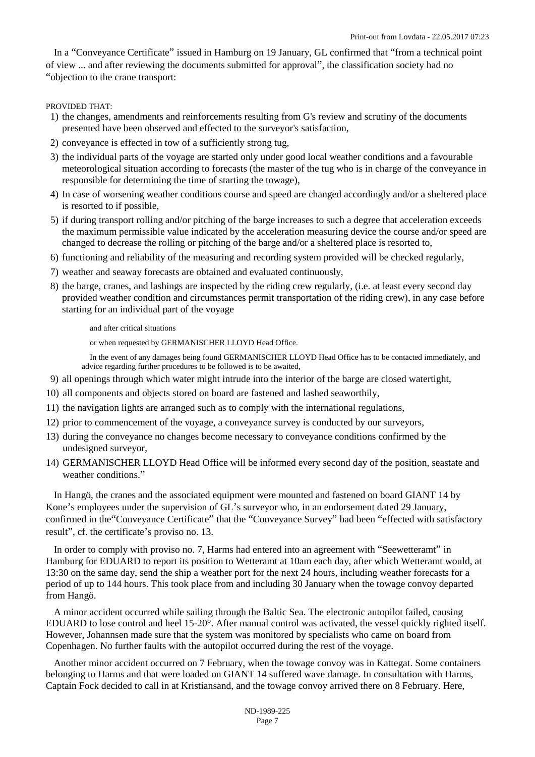In a “Conveyance Certificate” issued in Hamburg on 19 January, GL confirmed that “from a technical point of view ... and after reviewing the documents submitted for approval”, the classification society had no “objection to the crane transport:

PROVIDED THAT:

1) the changes, amendments and reinforcements resulting from G's review and scrutiny of the documents presented have been observed and effected to the surveyor's satisfaction,
2) conveyance is effected in tow of a sufficiently strong tug,
3) the individual parts of the voyage are started only under good local weather conditions and a favourable meteorological situation according to forecasts (the master of the tug who is in charge of the conveyance in responsible for determining the time of starting the towage),
4) In case of worsening weather conditions course and speed are changed accordingly and/or a sheltered place is resorted to if possible,
5) if during transport rolling and/or pitching of the barge increases to such a degree that acceleration exceeds the maximum permissible value indicated by the acceleration measuring device the course and/or speed are changed to decrease the rolling or pitching of the barge and/or a sheltered place is resorted to,
6) functioning and reliability of the measuring and recording system provided will be checked regularly,
7) weather and seaway forecasts are obtained and evaluated continuously,
8) the barge, cranes, and lashings are inspected by the riding crew regularly, (i.e. at least every second day provided weather condition and circumstances permit transportation of the riding crew), in any case before starting for an individual part of the voyage

   and after critical situations

   or when requested by GERMANISCHER LLOYD Head Office.

   In the event of any damages being found GERMANISCHER LLOYD Head Office has to be contacted immediately, and advice regarding further procedures to be followed is to be awaited,
9) all openings through which water might intrude into the interior of the barge are closed watertight,
10) all components and objects stored on board are fastened and lashed seaworthily,
11) the navigation lights are arranged such as to comply with the international regulations,
12) prior to commencement of the voyage, a conveyance survey is conducted by our surveyors,
13) during the conveyance no changes become necessary to conveyance conditions confirmed by the undesigned surveyor,
14) GERMANISCHER LLOYD Head Office will be informed every second day of the position, seastate and weather conditions.”

In Hangö, the cranes and the associated equipment were mounted and fastened on board GIANT 14 by Kone’s employees under the supervision of GL’s surveyor who, in an endorsement dated 29 January, confirmed in the“Conveyance Certificate” that the “Conveyance Survey” had been “effected with satisfactory result”, cf. the certificate’s proviso no. 13.

In order to comply with proviso no. 7, Harms had entered into an agreement with “Seewetteramt” in Hamburg for EDUARD to report its position to Wetteramt at 10am each day, after which Wetteramt would, at 13:30 on the same day, send the ship a weather port for the next 24 hours, including weather forecasts for a period of up to 144 hours. This took place from and including 30 January when the towage convoy departed from Hangö.

A minor accident occurred while sailing through the Baltic Sea. The electronic autopilot failed, causing EDUARD to lose control and heel 15-20°. After manual control was activated, the vessel quickly righted itself. However, Johannsen made sure that the system was monitored by specialists who came on board from Copenhagen. No further faults with the autopilot occurred during the rest of the voyage.

Another minor accident occurred on 7 February, when the towage convoy was in Kattegat. Some containers belonging to Harms and that were loaded on GIANT 14 suffered wave damage. In consultation with Harms, Captain Fock decided to call in at Kristiansand, and the towage convoy arrived there on 8 February. Here,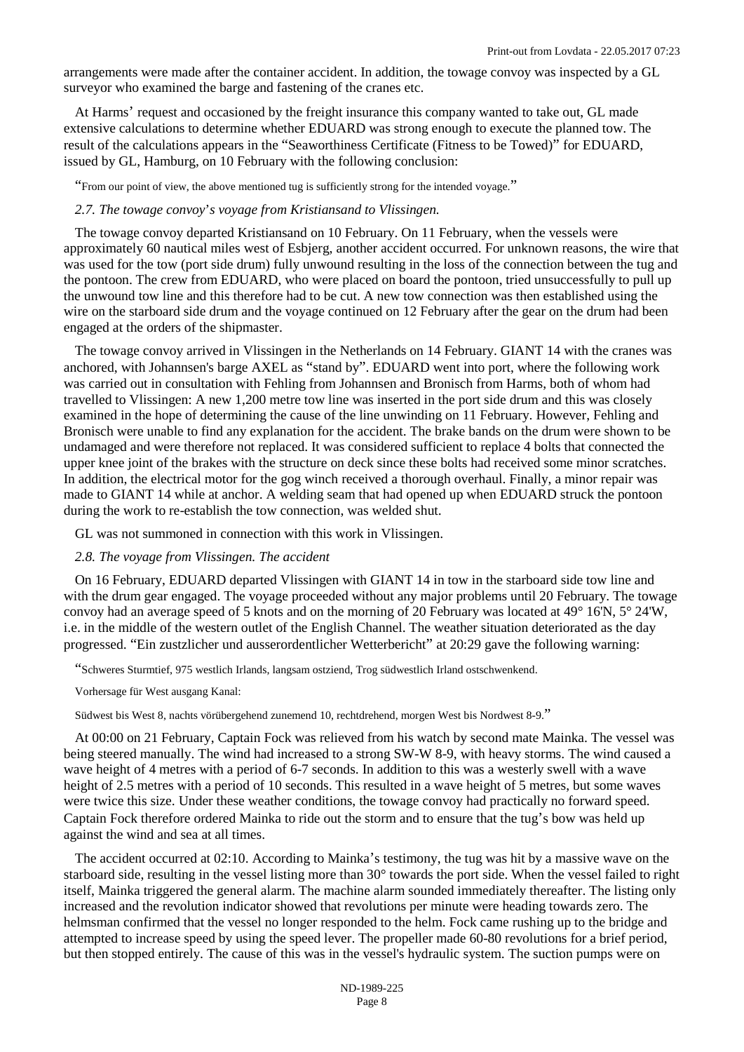arrangements were made after the container accident. In addition, the towage convoy was inspected by a GL surveyor who examined the barge and fastening of the cranes etc.

At Harms' request and occasioned by the freight insurance this company wanted to take out, GL made extensive calculations to determine whether EDUARD was strong enough to execute the planned tow. The result of the calculations appears in the "Seaworthiness Certificate (Fitness to be Towed)" for EDUARD, issued by GL, Hamburg, on 10 February with the following conclusion:

"From our point of view, the above mentioned tug is sufficiently strong for the intended voyage."

*2.7. The towage convoy's voyage from Kristiansand to Vlissingen.*

The towage convoy departed Kristiansand on 10 February. On 11 February, when the vessels were approximately 60 nautical miles west of Esbjerg, another accident occurred. For unknown reasons, the wire that was used for the tow (port side drum) fully unwound resulting in the loss of the connection between the tug and the pontoon. The crew from EDUARD, who were placed on board the pontoon, tried unsuccessfully to pull up the unwound tow line and this therefore had to be cut. A new tow connection was then established using the wire on the starboard side drum and the voyage continued on 12 February after the gear on the drum had been engaged at the orders of the shipmaster.

The towage convoy arrived in Vlissingen in the Netherlands on 14 February. GIANT 14 with the cranes was anchored, with Johannsen's barge AXEL as "stand by". EDUARD went into port, where the following work was carried out in consultation with Fehling from Johannsen and Bronisch from Harms, both of whom had travelled to Vlissingen: A new 1,200 metre tow line was inserted in the port side drum and this was closely examined in the hope of determining the cause of the line unwinding on 11 February. However, Fehling and Bronisch were unable to find any explanation for the accident. The brake bands on the drum were shown to be undamaged and were therefore not replaced. It was considered sufficient to replace 4 bolts that connected the upper knee joint of the brakes with the structure on deck since these bolts had received some minor scratches. In addition, the electrical motor for the gog winch received a thorough overhaul. Finally, a minor repair was made to GIANT 14 while at anchor. A welding seam that had opened up when EDUARD struck the pontoon during the work to re-establish the tow connection, was welded shut.

GL was not summoned in connection with this work in Vlissingen.

*2.8. The voyage from Vlissingen. The accident*

On 16 February, EDUARD departed Vlissingen with GIANT 14 in tow in the starboard side tow line and with the drum gear engaged. The voyage proceeded without any major problems until 20 February. The towage convoy had an average speed of 5 knots and on the morning of 20 February was located at 49° 16'N, 5° 24'W, i.e. in the middle of the western outlet of the English Channel. The weather situation deteriorated as the day progressed. "Ein zustzlicher und ausserordentlicher Wetterbericht" at 20:29 gave the following warning:

"Schweres Sturmtief, 975 westlich Irlands, langsam ostziend, Trog südwestlich Irland ostschwenkend.

Vorhersage für West ausgang Kanal:

Südwest bis West 8, nachts vörübergehend zunemend 10, rechtdrehend, morgen West bis Nordwest 8-9."

At 00:00 on 21 February, Captain Fock was relieved from his watch by second mate Mainka. The vessel was being steered manually. The wind had increased to a strong SW-W 8-9, with heavy storms. The wind caused a wave height of 4 metres with a period of 6-7 seconds. In addition to this was a westerly swell with a wave height of 2.5 metres with a period of 10 seconds. This resulted in a wave height of 5 metres, but some waves were twice this size. Under these weather conditions, the towage convoy had practically no forward speed. Captain Fock therefore ordered Mainka to ride out the storm and to ensure that the tug's bow was held up against the wind and sea at all times.

The accident occurred at 02:10. According to Mainka's testimony, the tug was hit by a massive wave on the starboard side, resulting in the vessel listing more than 30° towards the port side. When the vessel failed to right itself, Mainka triggered the general alarm. The machine alarm sounded immediately thereafter. The listing only increased and the revolution indicator showed that revolutions per minute were heading towards zero. The helmsman confirmed that the vessel no longer responded to the helm. Fock came rushing up to the bridge and attempted to increase speed by using the speed lever. The propeller made 60-80 revolutions for a brief period, but then stopped entirely. The cause of this was in the vessel's hydraulic system. The suction pumps were on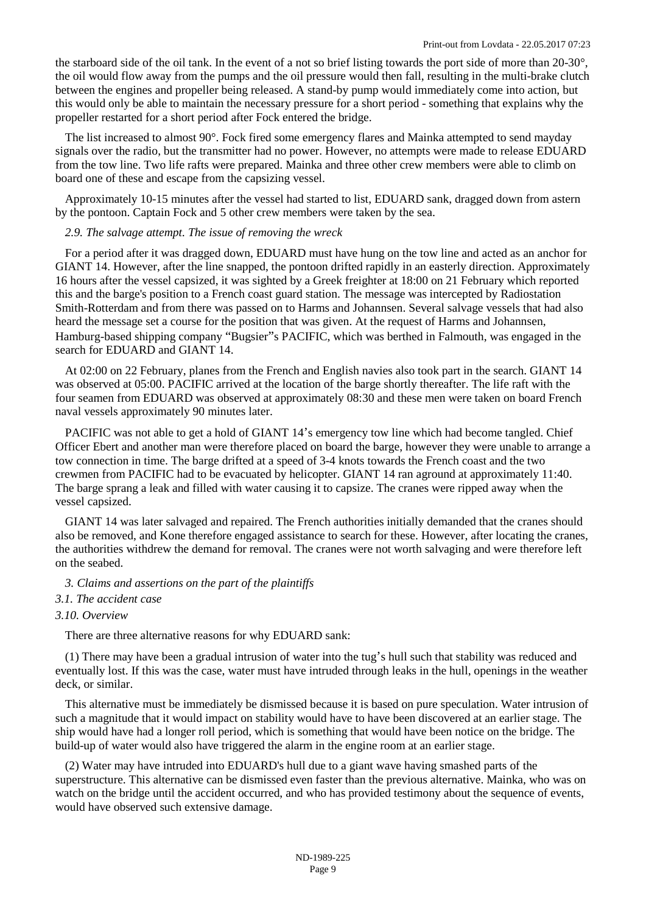the starboard side of the oil tank. In the event of a not so brief listing towards the port side of more than 20-30°, the oil would flow away from the pumps and the oil pressure would then fall, resulting in the multi-brake clutch between the engines and propeller being released. A stand-by pump would immediately come into action, but this would only be able to maintain the necessary pressure for a short period - something that explains why the propeller restarted for a short period after Fock entered the bridge.

The list increased to almost 90°. Fock fired some emergency flares and Mainka attempted to send mayday signals over the radio, but the transmitter had no power. However, no attempts were made to release EDUARD from the tow line. Two life rafts were prepared. Mainka and three other crew members were able to climb on board one of these and escape from the capsizing vessel.

Approximately 10-15 minutes after the vessel had started to list, EDUARD sank, dragged down from astern by the pontoon. Captain Fock and 5 other crew members were taken by the sea.

*2.9. The salvage attempt. The issue of removing the wreck*

For a period after it was dragged down, EDUARD must have hung on the tow line and acted as an anchor for GIANT 14. However, after the line snapped, the pontoon drifted rapidly in an easterly direction. Approximately 16 hours after the vessel capsized, it was sighted by a Greek freighter at 18:00 on 21 February which reported this and the barge's position to a French coast guard station. The message was intercepted by Radiostation Smith-Rotterdam and from there was passed on to Harms and Johannsen. Several salvage vessels that had also heard the message set a course for the position that was given. At the request of Harms and Johannsen, Hamburg-based shipping company "Bugsier"s PACIFIC, which was berthed in Falmouth, was engaged in the search for EDUARD and GIANT 14.

At 02:00 on 22 February, planes from the French and English navies also took part in the search. GIANT 14 was observed at 05:00. PACIFIC arrived at the location of the barge shortly thereafter. The life raft with the four seamen from EDUARD was observed at approximately 08:30 and these men were taken on board French naval vessels approximately 90 minutes later.

PACIFIC was not able to get a hold of GIANT 14's emergency tow line which had become tangled. Chief Officer Ebert and another man were therefore placed on board the barge, however they were unable to arrange a tow connection in time. The barge drifted at a speed of 3-4 knots towards the French coast and the two crewmen from PACIFIC had to be evacuated by helicopter. GIANT 14 ran aground at approximately 11:40. The barge sprang a leak and filled with water causing it to capsize. The cranes were ripped away when the vessel capsized.

GIANT 14 was later salvaged and repaired. The French authorities initially demanded that the cranes should also be removed, and Kone therefore engaged assistance to search for these. However, after locating the cranes, the authorities withdrew the demand for removal. The cranes were not worth salvaging and were therefore left on the seabed.

*3. Claims and assertions on the part of the plaintiffs*

*3.1. The accident case*

*3.10. Overview*

There are three alternative reasons for why EDUARD sank:

(1) There may have been a gradual intrusion of water into the tug's hull such that stability was reduced and eventually lost. If this was the case, water must have intruded through leaks in the hull, openings in the weather deck, or similar.

This alternative must be immediately be dismissed because it is based on pure speculation. Water intrusion of such a magnitude that it would impact on stability would have to have been discovered at an earlier stage. The ship would have had a longer roll period, which is something that would have been notice on the bridge. The build-up of water would also have triggered the alarm in the engine room at an earlier stage.

(2) Water may have intruded into EDUARD's hull due to a giant wave having smashed parts of the superstructure. This alternative can be dismissed even faster than the previous alternative. Mainka, who was on watch on the bridge until the accident occurred, and who has provided testimony about the sequence of events, would have observed such extensive damage.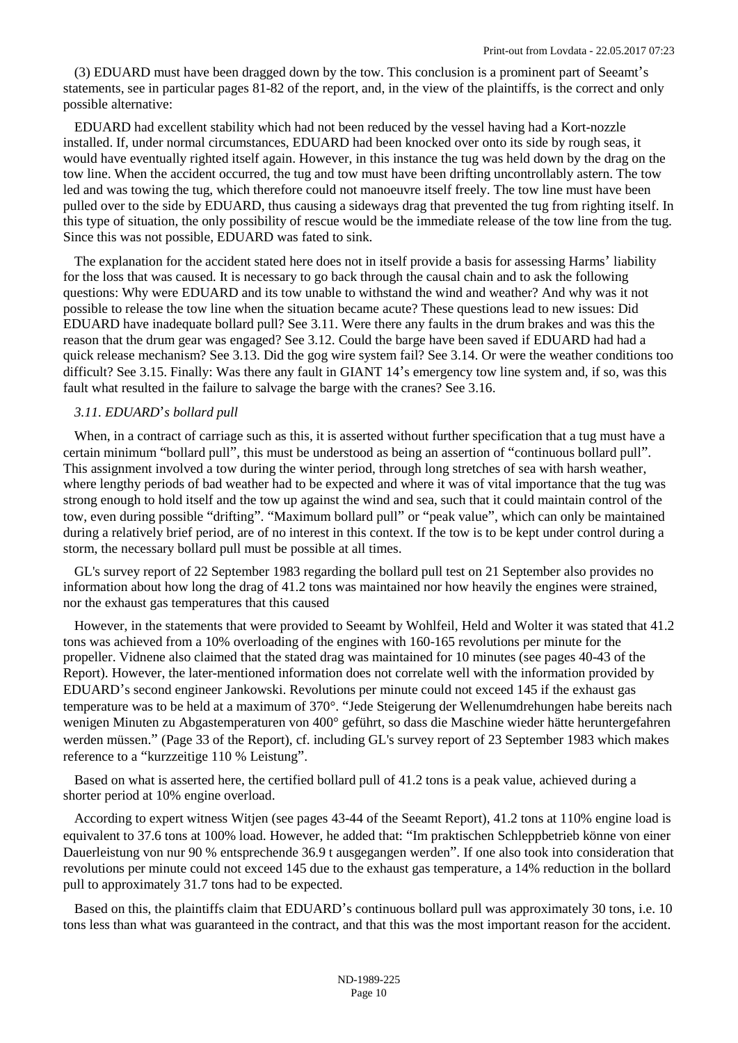(3) EDUARD must have been dragged down by the tow. This conclusion is a prominent part of Seeamt's statements, see in particular pages 81-82 of the report, and, in the view of the plaintiffs, is the correct and only possible alternative:

EDUARD had excellent stability which had not been reduced by the vessel having had a Kort-nozzle installed. If, under normal circumstances, EDUARD had been knocked over onto its side by rough seas, it would have eventually righted itself again. However, in this instance the tug was held down by the drag on the tow line. When the accident occurred, the tug and tow must have been drifting uncontrollably astern. The tow led and was towing the tug, which therefore could not manoeuvre itself freely. The tow line must have been pulled over to the side by EDUARD, thus causing a sideways drag that prevented the tug from righting itself. In this type of situation, the only possibility of rescue would be the immediate release of the tow line from the tug. Since this was not possible, EDUARD was fated to sink.

The explanation for the accident stated here does not in itself provide a basis for assessing Harms' liability for the loss that was caused. It is necessary to go back through the causal chain and to ask the following questions: Why were EDUARD and its tow unable to withstand the wind and weather? And why was it not possible to release the tow line when the situation became acute? These questions lead to new issues: Did EDUARD have inadequate bollard pull? See 3.11. Were there any faults in the drum brakes and was this the reason that the drum gear was engaged? See 3.12. Could the barge have been saved if EDUARD had had a quick release mechanism? See 3.13. Did the gog wire system fail? See 3.14. Or were the weather conditions too difficult? See 3.15. Finally: Was there any fault in GIANT 14's emergency tow line system and, if so, was this fault what resulted in the failure to salvage the barge with the cranes? See 3.16.

*3.11. EDUARD's bollard pull*

When, in a contract of carriage such as this, it is asserted without further specification that a tug must have a certain minimum "bollard pull", this must be understood as being an assertion of "continuous bollard pull". This assignment involved a tow during the winter period, through long stretches of sea with harsh weather, where lengthy periods of bad weather had to be expected and where it was of vital importance that the tug was strong enough to hold itself and the tow up against the wind and sea, such that it could maintain control of the tow, even during possible "drifting". "Maximum bollard pull" or "peak value", which can only be maintained during a relatively brief period, are of no interest in this context. If the tow is to be kept under control during a storm, the necessary bollard pull must be possible at all times.

GL's survey report of 22 September 1983 regarding the bollard pull test on 21 September also provides no information about how long the drag of 41.2 tons was maintained nor how heavily the engines were strained, nor the exhaust gas temperatures that this caused

However, in the statements that were provided to Seeamt by Wohlfeil, Held and Wolter it was stated that 41.2 tons was achieved from a 10% overloading of the engines with 160-165 revolutions per minute for the propeller. Vidnene also claimed that the stated drag was maintained for 10 minutes (see pages 40-43 of the Report). However, the later-mentioned information does not correlate well with the information provided by EDUARD's second engineer Jankowski. Revolutions per minute could not exceed 145 if the exhaust gas temperature was to be held at a maximum of 370°. "Jede Steigerung der Wellenumdrehungen habe bereits nach wenigen Minuten zu Abgastemperaturen von 400° geführt, so dass die Maschine wieder hätte heruntergefahren werden müssen." (Page 33 of the Report), cf. including GL's survey report of 23 September 1983 which makes reference to a "kurzzeitige 110 % Leistung".

Based on what is asserted here, the certified bollard pull of 41.2 tons is a peak value, achieved during a shorter period at 10% engine overload.

According to expert witness Witjen (see pages 43-44 of the Seeamt Report), 41.2 tons at 110% engine load is equivalent to 37.6 tons at 100% load. However, he added that: "Im praktischen Schleppbetrieb könne von einer Dauerleistung von nur 90 % entsprechende 36.9 t ausgegangen werden". If one also took into consideration that revolutions per minute could not exceed 145 due to the exhaust gas temperature, a 14% reduction in the bollard pull to approximately 31.7 tons had to be expected.

Based on this, the plaintiffs claim that EDUARD's continuous bollard pull was approximately 30 tons, i.e. 10 tons less than what was guaranteed in the contract, and that this was the most important reason for the accident.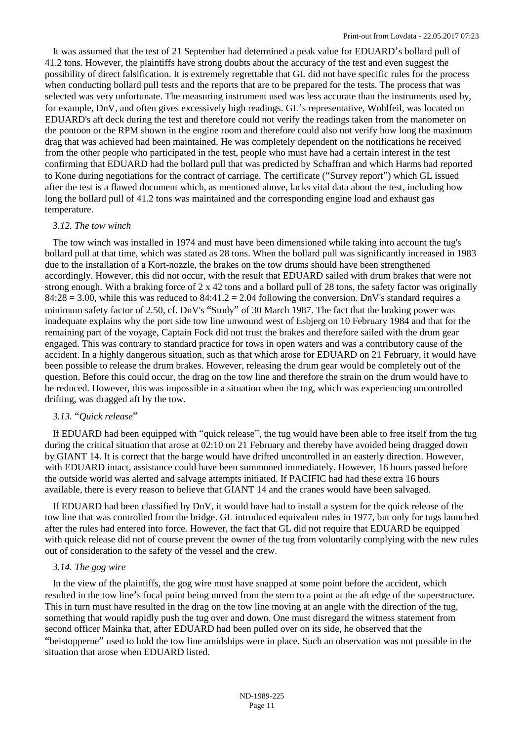It was assumed that the test of 21 September had determined a peak value for EDUARD's bollard pull of 41.2 tons. However, the plaintiffs have strong doubts about the accuracy of the test and even suggest the possibility of direct falsification. It is extremely regrettable that GL did not have specific rules for the process when conducting bollard pull tests and the reports that are to be prepared for the tests. The process that was selected was very unfortunate. The measuring instrument used was less accurate than the instruments used by, for example, DnV, and often gives excessively high readings. GL's representative, Wohlfeil, was located on EDUARD's aft deck during the test and therefore could not verify the readings taken from the manometer on the pontoon or the RPM shown in the engine room and therefore could also not verify how long the maximum drag that was achieved had been maintained. He was completely dependent on the notifications he received from the other people who participated in the test, people who must have had a certain interest in the test confirming that EDUARD had the bollard pull that was predicted by Schaffran and which Harms had reported to Kone during negotiations for the contract of carriage. The certificate ("Survey report") which GL issued after the test is a flawed document which, as mentioned above, lacks vital data about the test, including how long the bollard pull of 41.2 tons was maintained and the corresponding engine load and exhaust gas temperature.

*3.12. The tow winch*

The tow winch was installed in 1974 and must have been dimensioned while taking into account the tug's bollard pull at that time, which was stated as 28 tons. When the bollard pull was significantly increased in 1983 due to the installation of a Kort-nozzle, the brakes on the tow drums should have been strengthened accordingly. However, this did not occur, with the result that EDUARD sailed with drum brakes that were not strong enough. With a braking force of 2 x 42 tons and a bollard pull of 28 tons, the safety factor was originally 84:28 = 3.00, while this was reduced to 84:41.2 = 2.04 following the conversion. DnV's standard requires a minimum safety factor of 2.50, cf. DnV's "Study" of 30 March 1987. The fact that the braking power was inadequate explains why the port side tow line unwound west of Esbjerg on 10 February 1984 and that for the remaining part of the voyage, Captain Fock did not trust the brakes and therefore sailed with the drum gear engaged. This was contrary to standard practice for tows in open waters and was a contributory cause of the accident. In a highly dangerous situation, such as that which arose for EDUARD on 21 February, it would have been possible to release the drum brakes. However, releasing the drum gear would be completely out of the question. Before this could occur, the drag on the tow line and therefore the strain on the drum would have to be reduced. However, this was impossible in a situation when the tug, which was experiencing uncontrolled drifting, was dragged aft by the tow.

*3.13. "Quick release"*

If EDUARD had been equipped with "quick release", the tug would have been able to free itself from the tug during the critical situation that arose at 02:10 on 21 February and thereby have avoided being dragged down by GIANT 14. It is correct that the barge would have drifted uncontrolled in an easterly direction. However, with EDUARD intact, assistance could have been summoned immediately. However, 16 hours passed before the outside world was alerted and salvage attempts initiated. If PACIFIC had had these extra 16 hours available, there is every reason to believe that GIANT 14 and the cranes would have been salvaged.

If EDUARD had been classified by DnV, it would have had to install a system for the quick release of the tow line that was controlled from the bridge. GL introduced equivalent rules in 1977, but only for tugs launched after the rules had entered into force. However, the fact that GL did not require that EDUARD be equipped with quick release did not of course prevent the owner of the tug from voluntarily complying with the new rules out of consideration to the safety of the vessel and the crew.

*3.14. The gog wire*

In the view of the plaintiffs, the gog wire must have snapped at some point before the accident, which resulted in the tow line's focal point being moved from the stern to a point at the aft edge of the superstructure. This in turn must have resulted in the drag on the tow line moving at an angle with the direction of the tug, something that would rapidly push the tug over and down. One must disregard the witness statement from second officer Mainka that, after EDUARD had been pulled over on its side, he observed that the "beistopperne" used to hold the tow line amidships were in place. Such an observation was not possible in the situation that arose when EDUARD listed.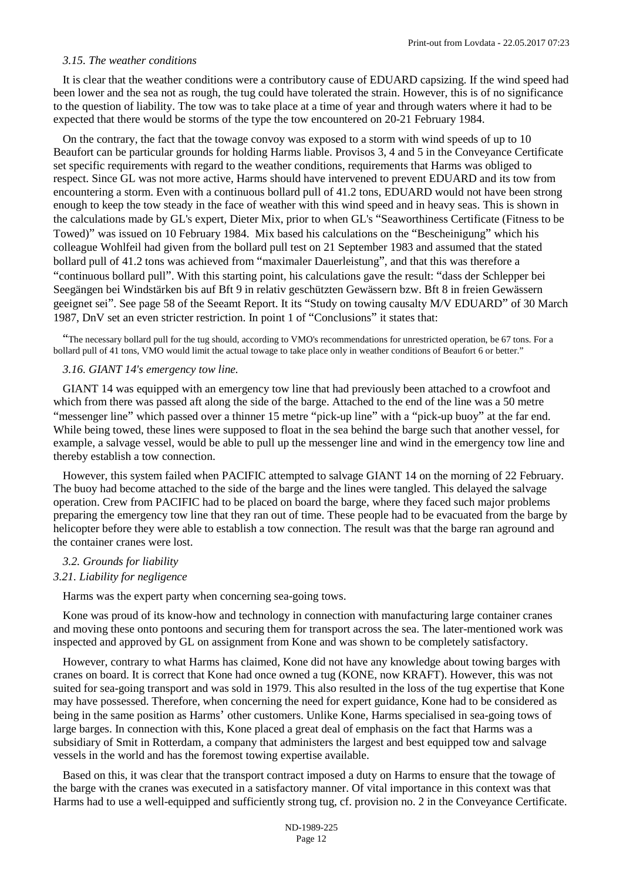*3.15. The weather conditions*

It is clear that the weather conditions were a contributory cause of EDUARD capsizing. If the wind speed had been lower and the sea not as rough, the tug could have tolerated the strain. However, this is of no significance to the question of liability. The tow was to take place at a time of year and through waters where it had to be expected that there would be storms of the type the tow encountered on 20-21 February 1984.

On the contrary, the fact that the towage convoy was exposed to a storm with wind speeds of up to 10 Beaufort can be particular grounds for holding Harms liable. Provisos 3, 4 and 5 in the Conveyance Certificate set specific requirements with regard to the weather conditions, requirements that Harms was obliged to respect. Since GL was not more active, Harms should have intervened to prevent EDUARD and its tow from encountering a storm. Even with a continuous bollard pull of 41.2 tons, EDUARD would not have been strong enough to keep the tow steady in the face of weather with this wind speed and in heavy seas. This is shown in the calculations made by GL's expert, Dieter Mix, prior to when GL's "Seaworthiness Certificate (Fitness to be Towed)" was issued on 10 February 1984. Mix based his calculations on the "Bescheinigung" which his colleague Wohlfeil had given from the bollard pull test on 21 September 1983 and assumed that the stated bollard pull of 41.2 tons was achieved from "maximaler Dauerleistung", and that this was therefore a "continuous bollard pull". With this starting point, his calculations gave the result: "dass der Schlepper bei Seegängen bei Windstärken bis auf Bft 9 in relativ geschützten Gewässern bzw. Bft 8 in freien Gewässern geeignet sei". See page 58 of the Seeamt Report. It its "Study on towing causalty M/V EDUARD" of 30 March 1987, DnV set an even stricter restriction. In point 1 of "Conclusions" it states that:

> "The necessary bollard pull for the tug should, according to VMO's recommendations for unrestricted operation, be 67 tons. For a bollard pull of 41 tons, VMO would limit the actual towage to take place only in weather conditions of Beaufort 6 or better."

*3.16. GIANT 14's emergency tow line.*

GIANT 14 was equipped with an emergency tow line that had previously been attached to a crowfoot and which from there was passed aft along the side of the barge. Attached to the end of the line was a 50 metre "messenger line" which passed over a thinner 15 metre "pick-up line" with a "pick-up buoy" at the far end. While being towed, these lines were supposed to float in the sea behind the barge such that another vessel, for example, a salvage vessel, would be able to pull up the messenger line and wind in the emergency tow line and thereby establish a tow connection.

However, this system failed when PACIFIC attempted to salvage GIANT 14 on the morning of 22 February. The buoy had become attached to the side of the barge and the lines were tangled. This delayed the salvage operation. Crew from PACIFIC had to be placed on board the barge, where they faced such major problems preparing the emergency tow line that they ran out of time. These people had to be evacuated from the barge by helicopter before they were able to establish a tow connection. The result was that the barge ran aground and the container cranes were lost.

*3.2. Grounds for liability*

*3.21. Liability for negligence*

Harms was the expert party when concerning sea-going tows.

Kone was proud of its know-how and technology in connection with manufacturing large container cranes and moving these onto pontoons and securing them for transport across the sea. The later-mentioned work was inspected and approved by GL on assignment from Kone and was shown to be completely satisfactory.

However, contrary to what Harms has claimed, Kone did not have any knowledge about towing barges with cranes on board. It is correct that Kone had once owned a tug (KONE, now KRAFT). However, this was not suited for sea-going transport and was sold in 1979. This also resulted in the loss of the tug expertise that Kone may have possessed. Therefore, when concerning the need for expert guidance, Kone had to be considered as being in the same position as Harms' other customers. Unlike Kone, Harms specialised in sea-going tows of large barges. In connection with this, Kone placed a great deal of emphasis on the fact that Harms was a subsidiary of Smit in Rotterdam, a company that administers the largest and best equipped tow and salvage vessels in the world and has the foremost towing expertise available.

Based on this, it was clear that the transport contract imposed a duty on Harms to ensure that the towage of the barge with the cranes was executed in a satisfactory manner. Of vital importance in this context was that Harms had to use a well-equipped and sufficiently strong tug, cf. provision no. 2 in the Conveyance Certificate.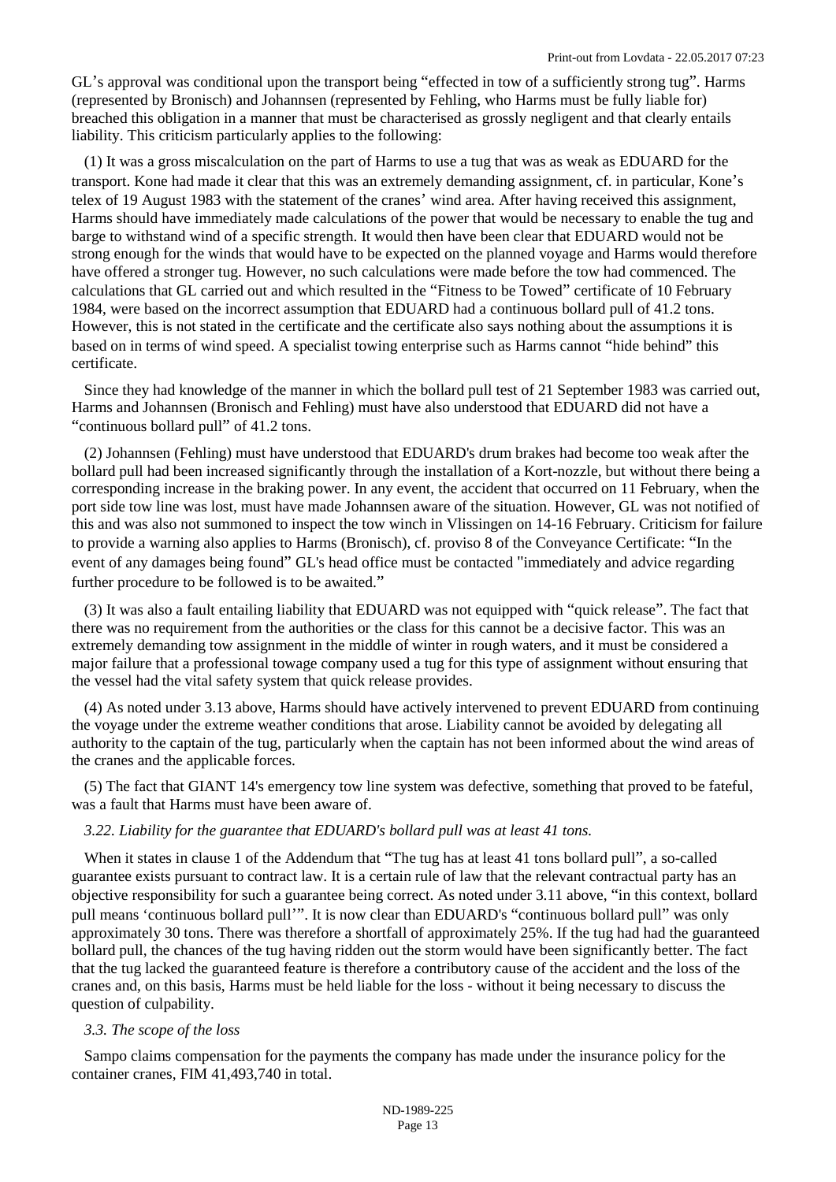GL's approval was conditional upon the transport being "effected in tow of a sufficiently strong tug". Harms (represented by Bronisch) and Johannsen (represented by Fehling, who Harms must be fully liable for) breached this obligation in a manner that must be characterised as grossly negligent and that clearly entails liability. This criticism particularly applies to the following:

(1) It was a gross miscalculation on the part of Harms to use a tug that was as weak as EDUARD for the transport. Kone had made it clear that this was an extremely demanding assignment, cf. in particular, Kone's telex of 19 August 1983 with the statement of the cranes' wind area. After having received this assignment, Harms should have immediately made calculations of the power that would be necessary to enable the tug and barge to withstand wind of a specific strength. It would then have been clear that EDUARD would not be strong enough for the winds that would have to be expected on the planned voyage and Harms would therefore have offered a stronger tug. However, no such calculations were made before the tow had commenced. The calculations that GL carried out and which resulted in the "Fitness to be Towed" certificate of 10 February 1984, were based on the incorrect assumption that EDUARD had a continuous bollard pull of 41.2 tons. However, this is not stated in the certificate and the certificate also says nothing about the assumptions it is based on in terms of wind speed. A specialist towing enterprise such as Harms cannot "hide behind" this certificate.

Since they had knowledge of the manner in which the bollard pull test of 21 September 1983 was carried out, Harms and Johannsen (Bronisch and Fehling) must have also understood that EDUARD did not have a "continuous bollard pull" of 41.2 tons.

(2) Johannsen (Fehling) must have understood that EDUARD's drum brakes had become too weak after the bollard pull had been increased significantly through the installation of a Kort-nozzle, but without there being a corresponding increase in the braking power. In any event, the accident that occurred on 11 February, when the port side tow line was lost, must have made Johannsen aware of the situation. However, GL was not notified of this and was also not summoned to inspect the tow winch in Vlissingen on 14-16 February. Criticism for failure to provide a warning also applies to Harms (Bronisch), cf. proviso 8 of the Conveyance Certificate: "In the event of any damages being found" GL's head office must be contacted "immediately and advice regarding further procedure to be followed is to be awaited."

(3) It was also a fault entailing liability that EDUARD was not equipped with "quick release". The fact that there was no requirement from the authorities or the class for this cannot be a decisive factor. This was an extremely demanding tow assignment in the middle of winter in rough waters, and it must be considered a major failure that a professional towage company used a tug for this type of assignment without ensuring that the vessel had the vital safety system that quick release provides.

(4) As noted under 3.13 above, Harms should have actively intervened to prevent EDUARD from continuing the voyage under the extreme weather conditions that arose. Liability cannot be avoided by delegating all authority to the captain of the tug, particularly when the captain has not been informed about the wind areas of the cranes and the applicable forces.

(5) The fact that GIANT 14's emergency tow line system was defective, something that proved to be fateful, was a fault that Harms must have been aware of.

*3.22. Liability for the guarantee that EDUARD's bollard pull was at least 41 tons.*

When it states in clause 1 of the Addendum that "The tug has at least 41 tons bollard pull", a so-called guarantee exists pursuant to contract law. It is a certain rule of law that the relevant contractual party has an objective responsibility for such a guarantee being correct. As noted under 3.11 above, "in this context, bollard pull means 'continuous bollard pull'". It is now clear than EDUARD's "continuous bollard pull" was only approximately 30 tons. There was therefore a shortfall of approximately 25%. If the tug had had the guaranteed bollard pull, the chances of the tug having ridden out the storm would have been significantly better. The fact that the tug lacked the guaranteed feature is therefore a contributory cause of the accident and the loss of the cranes and, on this basis, Harms must be held liable for the loss - without it being necessary to discuss the question of culpability.

*3.3. The scope of the loss*

Sampo claims compensation for the payments the company has made under the insurance policy for the container cranes, FIM 41,493,740 in total.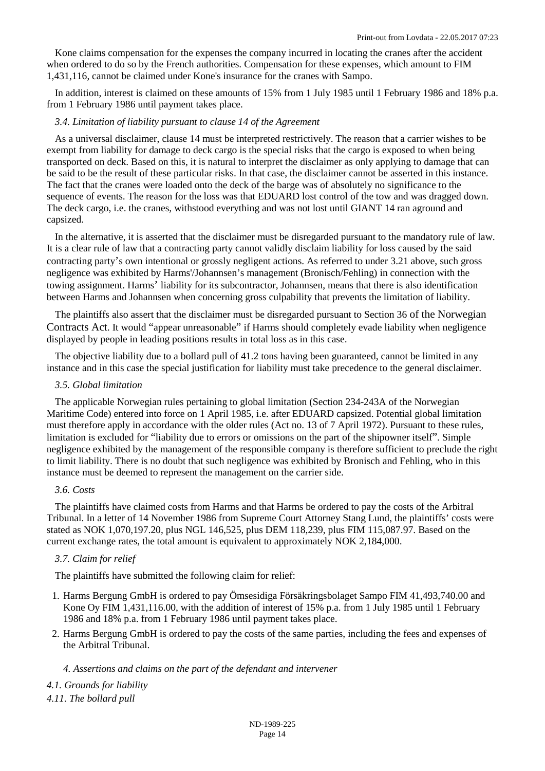Kone claims compensation for the expenses the company incurred in locating the cranes after the accident when ordered to do so by the French authorities. Compensation for these expenses, which amount to FIM 1,431,116, cannot be claimed under Kone's insurance for the cranes with Sampo.

In addition, interest is claimed on these amounts of 15% from 1 July 1985 until 1 February 1986 and 18% p.a. from 1 February 1986 until payment takes place.

*3.4. Limitation of liability pursuant to clause 14 of the Agreement*

As a universal disclaimer, clause 14 must be interpreted restrictively. The reason that a carrier wishes to be exempt from liability for damage to deck cargo is the special risks that the cargo is exposed to when being transported on deck. Based on this, it is natural to interpret the disclaimer as only applying to damage that can be said to be the result of these particular risks. In that case, the disclaimer cannot be asserted in this instance. The fact that the cranes were loaded onto the deck of the barge was of absolutely no significance to the sequence of events. The reason for the loss was that EDUARD lost control of the tow and was dragged down. The deck cargo, i.e. the cranes, withstood everything and was not lost until GIANT 14 ran aground and capsized.

In the alternative, it is asserted that the disclaimer must be disregarded pursuant to the mandatory rule of law. It is a clear rule of law that a contracting party cannot validly disclaim liability for loss caused by the said contracting party's own intentional or grossly negligent actions. As referred to under 3.21 above, such gross negligence was exhibited by Harms'/Johannsen's management (Bronisch/Fehling) in connection with the towing assignment. Harms' liability for its subcontractor, Johannsen, means that there is also identification between Harms and Johannsen when concerning gross culpability that prevents the limitation of liability.

The plaintiffs also assert that the disclaimer must be disregarded pursuant to Section 36 of the Norwegian Contracts Act. It would "appear unreasonable" if Harms should completely evade liability when negligence displayed by people in leading positions results in total loss as in this case.

The objective liability due to a bollard pull of 41.2 tons having been guaranteed, cannot be limited in any instance and in this case the special justification for liability must take precedence to the general disclaimer.

*3.5. Global limitation*

The applicable Norwegian rules pertaining to global limitation (Section 234-243A of the Norwegian Maritime Code) entered into force on 1 April 1985, i.e. after EDUARD capsized. Potential global limitation must therefore apply in accordance with the older rules (Act no. 13 of 7 April 1972). Pursuant to these rules, limitation is excluded for "liability due to errors or omissions on the part of the shipowner itself". Simple negligence exhibited by the management of the responsible company is therefore sufficient to preclude the right to limit liability. There is no doubt that such negligence was exhibited by Bronisch and Fehling, who in this instance must be deemed to represent the management on the carrier side.

*3.6. Costs*

The plaintiffs have claimed costs from Harms and that Harms be ordered to pay the costs of the Arbitral Tribunal. In a letter of 14 November 1986 from Supreme Court Attorney Stang Lund, the plaintiffs' costs were stated as NOK 1,070,197.20, plus NGL 146,525, plus DEM 118,239, plus FIM 115,087.97. Based on the current exchange rates, the total amount is equivalent to approximately NOK 2,184,000.

*3.7. Claim for relief*

The plaintiffs have submitted the following claim for relief:

1. Harms Bergung GmbH is ordered to pay Ömsesidiga Försäkringsbolaget Sampo FIM 41,493,740.00 and Kone Oy FIM 1,431,116.00, with the addition of interest of 15% p.a. from 1 July 1985 until 1 February 1986 and 18% p.a. from 1 February 1986 until payment takes place.
2. Harms Bergung GmbH is ordered to pay the costs of the same parties, including the fees and expenses of the Arbitral Tribunal.

*4. Assertions and claims on the part of the defendant and intervener*

*4.1. Grounds for liability*

*4.11. The bollard pull*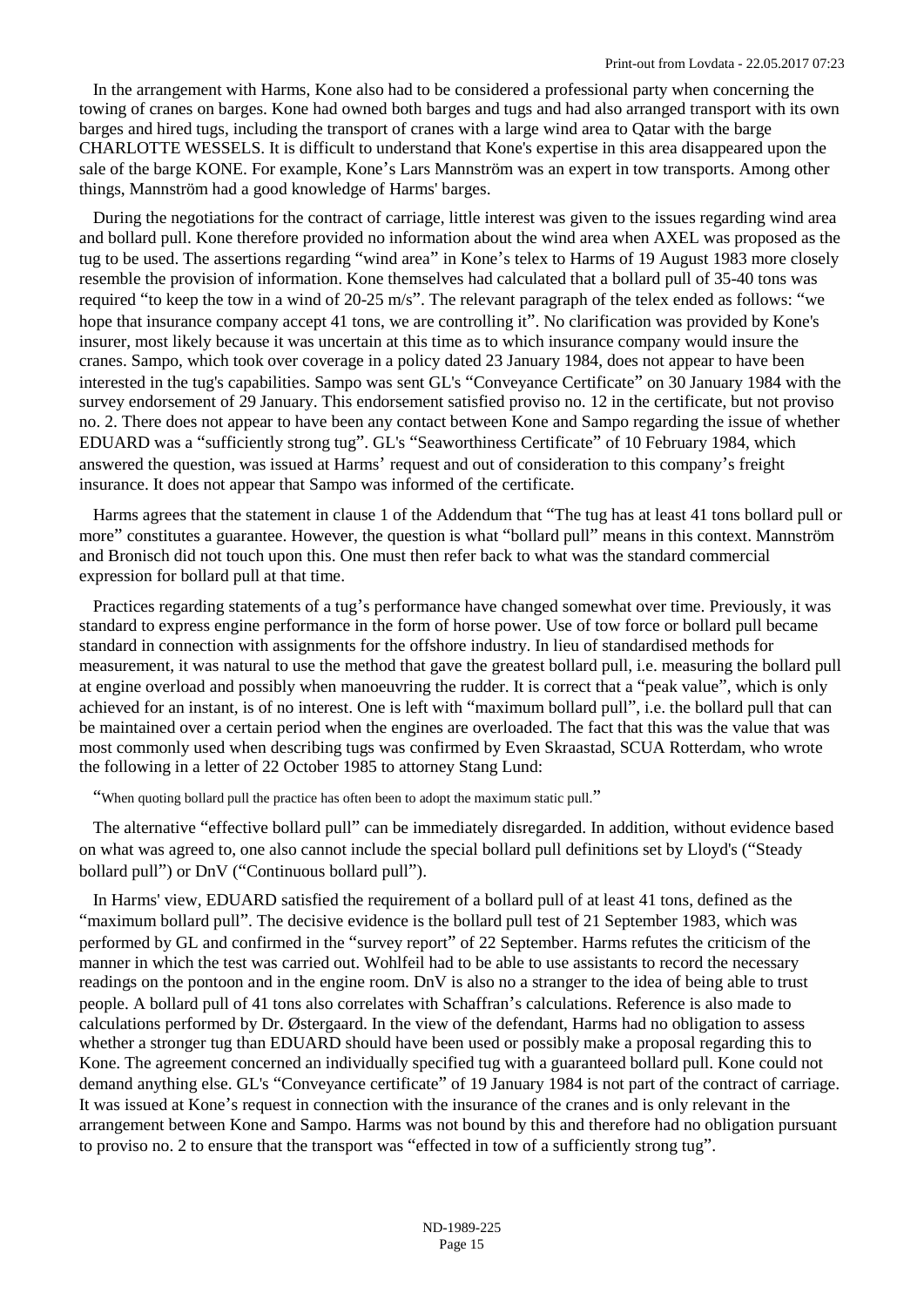In the arrangement with Harms, Kone also had to be considered a professional party when concerning the towing of cranes on barges. Kone had owned both barges and tugs and had also arranged transport with its own barges and hired tugs, including the transport of cranes with a large wind area to Qatar with the barge CHARLOTTE WESSELS. It is difficult to understand that Kone's expertise in this area disappeared upon the sale of the barge KONE. For example, Kone's Lars Mannström was an expert in tow transports. Among other things, Mannström had a good knowledge of Harms' barges.

During the negotiations for the contract of carriage, little interest was given to the issues regarding wind area and bollard pull. Kone therefore provided no information about the wind area when AXEL was proposed as the tug to be used. The assertions regarding "wind area" in Kone's telex to Harms of 19 August 1983 more closely resemble the provision of information. Kone themselves had calculated that a bollard pull of 35-40 tons was required "to keep the tow in a wind of 20-25 m/s". The relevant paragraph of the telex ended as follows: "we hope that insurance company accept 41 tons, we are controlling it". No clarification was provided by Kone's insurer, most likely because it was uncertain at this time as to which insurance company would insure the cranes. Sampo, which took over coverage in a policy dated 23 January 1984, does not appear to have been interested in the tug's capabilities. Sampo was sent GL's "Conveyance Certificate" on 30 January 1984 with the survey endorsement of 29 January. This endorsement satisfied proviso no. 12 in the certificate, but not proviso no. 2. There does not appear to have been any contact between Kone and Sampo regarding the issue of whether EDUARD was a "sufficiently strong tug". GL's "Seaworthiness Certificate" of 10 February 1984, which answered the question, was issued at Harms' request and out of consideration to this company's freight insurance. It does not appear that Sampo was informed of the certificate.

Harms agrees that the statement in clause 1 of the Addendum that "The tug has at least 41 tons bollard pull or more" constitutes a guarantee. However, the question is what "bollard pull" means in this context. Mannström and Bronisch did not touch upon this. One must then refer back to what was the standard commercial expression for bollard pull at that time.

Practices regarding statements of a tug's performance have changed somewhat over time. Previously, it was standard to express engine performance in the form of horse power. Use of tow force or bollard pull became standard in connection with assignments for the offshore industry. In lieu of standardised methods for measurement, it was natural to use the method that gave the greatest bollard pull, i.e. measuring the bollard pull at engine overload and possibly when manoeuvring the rudder. It is correct that a "peak value", which is only achieved for an instant, is of no interest. One is left with "maximum bollard pull", i.e. the bollard pull that can be maintained over a certain period when the engines are overloaded. The fact that this was the value that was most commonly used when describing tugs was confirmed by Even Skraastad, SCUA Rotterdam, who wrote the following in a letter of 22 October 1985 to attorney Stang Lund:

"When quoting bollard pull the practice has often been to adopt the maximum static pull."

The alternative "effective bollard pull" can be immediately disregarded. In addition, without evidence based on what was agreed to, one also cannot include the special bollard pull definitions set by Lloyd's ("Steady bollard pull") or DnV ("Continuous bollard pull").

In Harms' view, EDUARD satisfied the requirement of a bollard pull of at least 41 tons, defined as the "maximum bollard pull". The decisive evidence is the bollard pull test of 21 September 1983, which was performed by GL and confirmed in the "survey report" of 22 September. Harms refutes the criticism of the manner in which the test was carried out. Wohlfeil had to be able to use assistants to record the necessary readings on the pontoon and in the engine room. DnV is also no a stranger to the idea of being able to trust people. A bollard pull of 41 tons also correlates with Schaffran's calculations. Reference is also made to calculations performed by Dr. Østergaard. In the view of the defendant, Harms had no obligation to assess whether a stronger tug than EDUARD should have been used or possibly make a proposal regarding this to Kone. The agreement concerned an individually specified tug with a guaranteed bollard pull. Kone could not demand anything else. GL's "Conveyance certificate" of 19 January 1984 is not part of the contract of carriage. It was issued at Kone's request in connection with the insurance of the cranes and is only relevant in the arrangement between Kone and Sampo. Harms was not bound by this and therefore had no obligation pursuant to proviso no. 2 to ensure that the transport was "effected in tow of a sufficiently strong tug".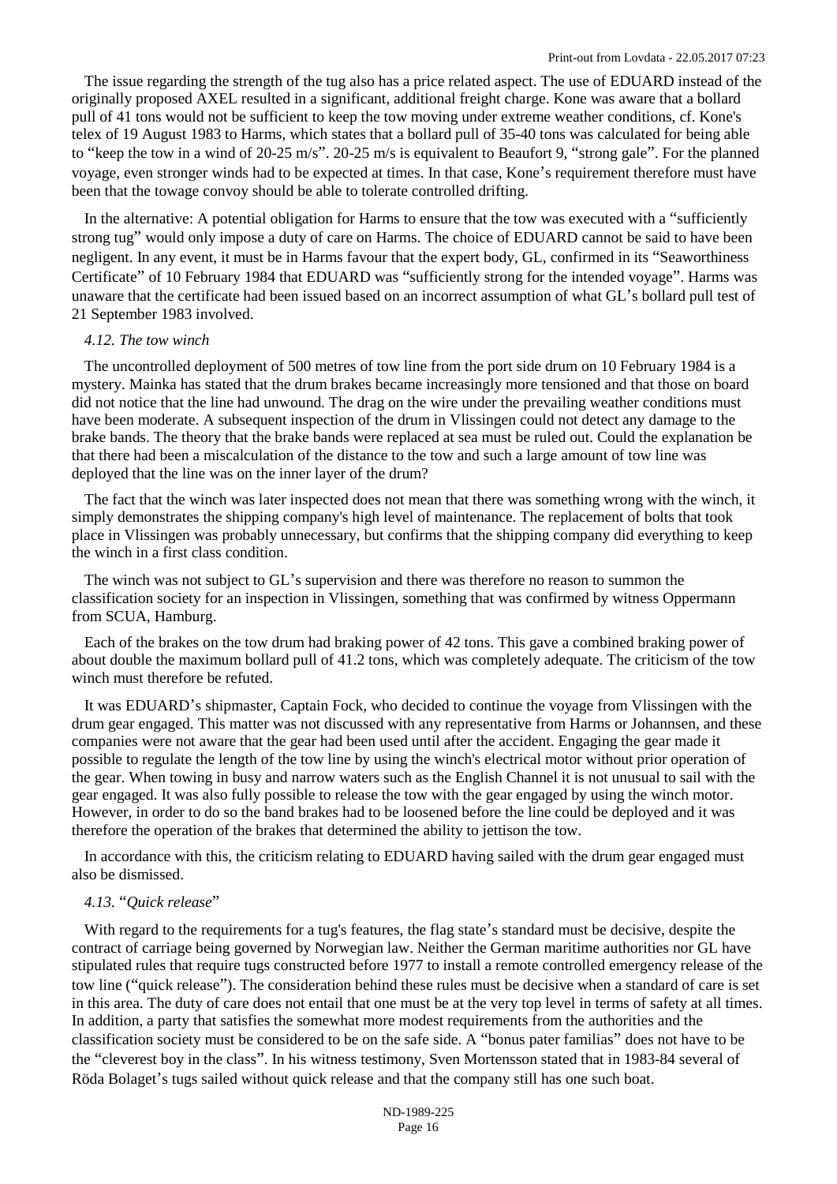The issue regarding the strength of the tug also has a price related aspect. The use of EDUARD instead of the originally proposed AXEL resulted in a significant, additional freight charge. Kone was aware that a bollard pull of 41 tons would not be sufficient to keep the tow moving under extreme weather conditions, cf. Kone's telex of 19 August 1983 to Harms, which states that a bollard pull of 35-40 tons was calculated for being able to "keep the tow in a wind of 20-25 m/s". 20-25 m/s is equivalent to Beaufort 9, "strong gale". For the planned voyage, even stronger winds had to be expected at times. In that case, Kone's requirement therefore must have been that the towage convoy should be able to tolerate controlled drifting.

In the alternative: A potential obligation for Harms to ensure that the tow was executed with a "sufficiently strong tug" would only impose a duty of care on Harms. The choice of EDUARD cannot be said to have been negligent. In any event, it must be in Harms favour that the expert body, GL, confirmed in its "Seaworthiness Certificate" of 10 February 1984 that EDUARD was "sufficiently strong for the intended voyage". Harms was unaware that the certificate had been issued based on an incorrect assumption of what GL's bollard pull test of 21 September 1983 involved.

*4.12. The tow winch*

The uncontrolled deployment of 500 metres of tow line from the port side drum on 10 February 1984 is a mystery. Mainka has stated that the drum brakes became increasingly more tensioned and that those on board did not notice that the line had unwound. The drag on the wire under the prevailing weather conditions must have been moderate. A subsequent inspection of the drum in Vlissingen could not detect any damage to the brake bands. The theory that the brake bands were replaced at sea must be ruled out. Could the explanation be that there had been a miscalculation of the distance to the tow and such a large amount of tow line was deployed that the line was on the inner layer of the drum?

The fact that the winch was later inspected does not mean that there was something wrong with the winch, it simply demonstrates the shipping company's high level of maintenance. The replacement of bolts that took place in Vlissingen was probably unnecessary, but confirms that the shipping company did everything to keep the winch in a first class condition.

The winch was not subject to GL's supervision and there was therefore no reason to summon the classification society for an inspection in Vlissingen, something that was confirmed by witness Oppermann from SCUA, Hamburg.

Each of the brakes on the tow drum had braking power of 42 tons. This gave a combined braking power of about double the maximum bollard pull of 41.2 tons, which was completely adequate. The criticism of the tow winch must therefore be refuted.

It was EDUARD's shipmaster, Captain Fock, who decided to continue the voyage from Vlissingen with the drum gear engaged. This matter was not discussed with any representative from Harms or Johannsen, and these companies were not aware that the gear had been used until after the accident. Engaging the gear made it possible to regulate the length of the tow line by using the winch's electrical motor without prior operation of the gear. When towing in busy and narrow waters such as the English Channel it is not unusual to sail with the gear engaged. It was also fully possible to release the tow with the gear engaged by using the winch motor. However, in order to do so the band brakes had to be loosened before the line could be deployed and it was therefore the operation of the brakes that determined the ability to jettison the tow.

In accordance with this, the criticism relating to EDUARD having sailed with the drum gear engaged must also be dismissed.

*4.13. "Quick release"*

With regard to the requirements for a tug's features, the flag state's standard must be decisive, despite the contract of carriage being governed by Norwegian law. Neither the German maritime authorities nor GL have stipulated rules that require tugs constructed before 1977 to install a remote controlled emergency release of the tow line ("quick release"). The consideration behind these rules must be decisive when a standard of care is set in this area. The duty of care does not entail that one must be at the very top level in terms of safety at all times. In addition, a party that satisfies the somewhat more modest requirements from the authorities and the classification society must be considered to be on the safe side. A "bonus pater familias" does not have to be the "cleverest boy in the class". In his witness testimony, Sven Mortensson stated that in 1983-84 several of Röda Bolaget's tugs sailed without quick release and that the company still has one such boat.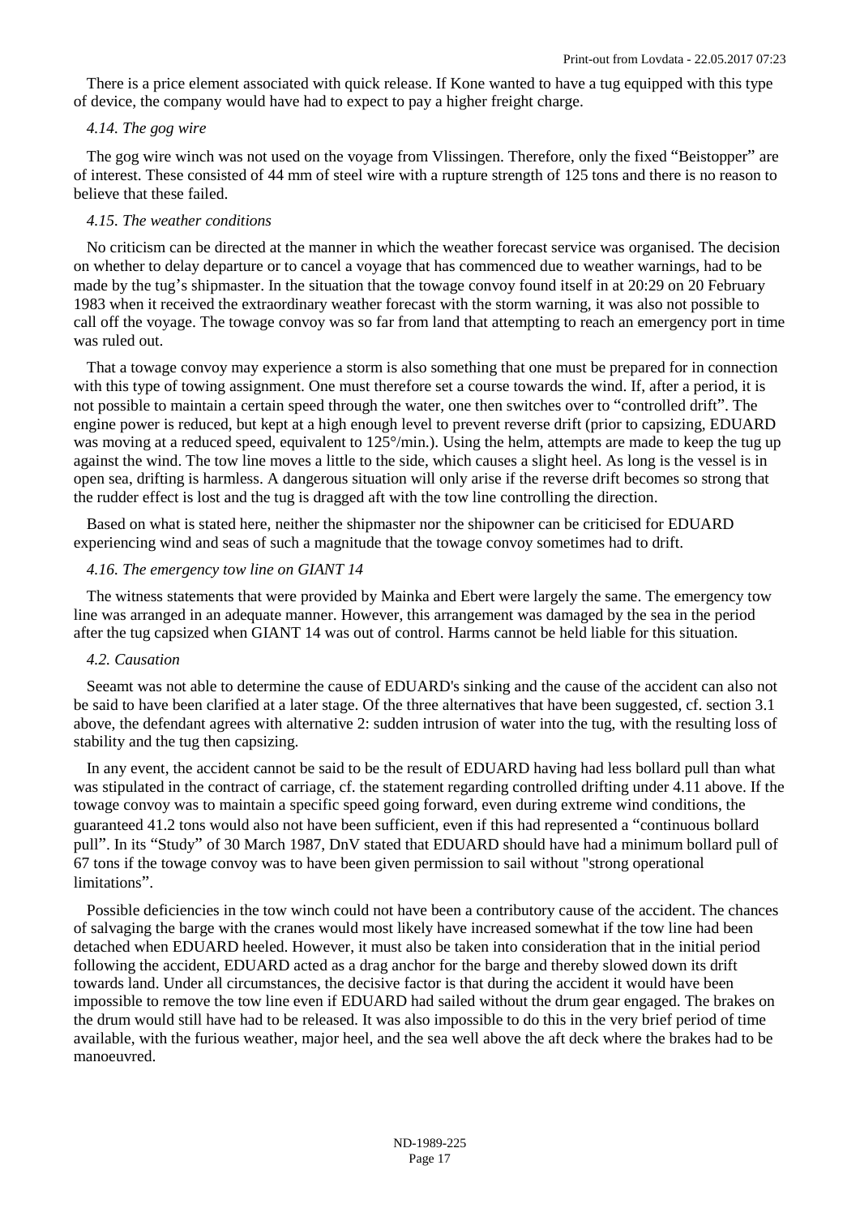There is a price element associated with quick release. If Kone wanted to have a tug equipped with this type of device, the company would have had to expect to pay a higher freight charge.

*4.14. The gog wire*

The gog wire winch was not used on the voyage from Vlissingen. Therefore, only the fixed "Beistopper" are of interest. These consisted of 44 mm of steel wire with a rupture strength of 125 tons and there is no reason to believe that these failed.

*4.15. The weather conditions*

No criticism can be directed at the manner in which the weather forecast service was organised. The decision on whether to delay departure or to cancel a voyage that has commenced due to weather warnings, had to be made by the tug's shipmaster. In the situation that the towage convoy found itself in at 20:29 on 20 February 1983 when it received the extraordinary weather forecast with the storm warning, it was also not possible to call off the voyage. The towage convoy was so far from land that attempting to reach an emergency port in time was ruled out.

That a towage convoy may experience a storm is also something that one must be prepared for in connection with this type of towing assignment. One must therefore set a course towards the wind. If, after a period, it is not possible to maintain a certain speed through the water, one then switches over to "controlled drift". The engine power is reduced, but kept at a high enough level to prevent reverse drift (prior to capsizing, EDUARD was moving at a reduced speed, equivalent to 125°/min.). Using the helm, attempts are made to keep the tug up against the wind. The tow line moves a little to the side, which causes a slight heel. As long is the vessel is in open sea, drifting is harmless. A dangerous situation will only arise if the reverse drift becomes so strong that the rudder effect is lost and the tug is dragged aft with the tow line controlling the direction.

Based on what is stated here, neither the shipmaster nor the shipowner can be criticised for EDUARD experiencing wind and seas of such a magnitude that the towage convoy sometimes had to drift.

*4.16. The emergency tow line on GIANT 14*

The witness statements that were provided by Mainka and Ebert were largely the same. The emergency tow line was arranged in an adequate manner. However, this arrangement was damaged by the sea in the period after the tug capsized when GIANT 14 was out of control. Harms cannot be held liable for this situation.

*4.2. Causation*

Seeamt was not able to determine the cause of EDUARD's sinking and the cause of the accident can also not be said to have been clarified at a later stage. Of the three alternatives that have been suggested, cf. section 3.1 above, the defendant agrees with alternative 2: sudden intrusion of water into the tug, with the resulting loss of stability and the tug then capsizing.

In any event, the accident cannot be said to be the result of EDUARD having had less bollard pull than what was stipulated in the contract of carriage, cf. the statement regarding controlled drifting under 4.11 above. If the towage convoy was to maintain a specific speed going forward, even during extreme wind conditions, the guaranteed 41.2 tons would also not have been sufficient, even if this had represented a "continuous bollard pull". In its "Study" of 30 March 1987, DnV stated that EDUARD should have had a minimum bollard pull of 67 tons if the towage convoy was to have been given permission to sail without "strong operational limitations".

Possible deficiencies in the tow winch could not have been a contributory cause of the accident. The chances of salvaging the barge with the cranes would most likely have increased somewhat if the tow line had been detached when EDUARD heeled. However, it must also be taken into consideration that in the initial period following the accident, EDUARD acted as a drag anchor for the barge and thereby slowed down its drift towards land. Under all circumstances, the decisive factor is that during the accident it would have been impossible to remove the tow line even if EDUARD had sailed without the drum gear engaged. The brakes on the drum would still have had to be released. It was also impossible to do this in the very brief period of time available, with the furious weather, major heel, and the sea well above the aft deck where the brakes had to be manoeuvred.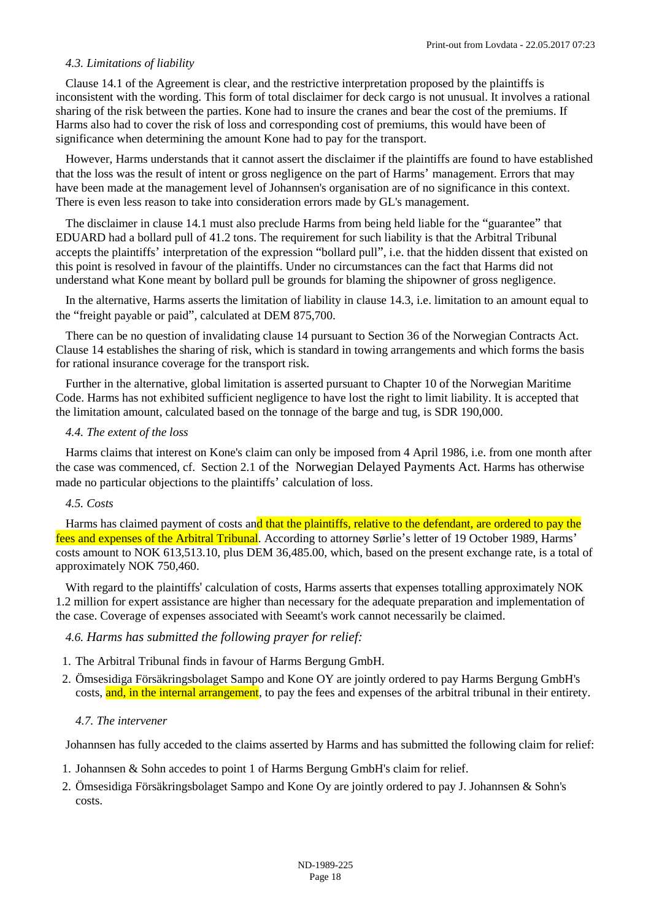*4.3. Limitations of liability*

Clause 14.1 of the Agreement is clear, and the restrictive interpretation proposed by the plaintiffs is inconsistent with the wording. This form of total disclaimer for deck cargo is not unusual. It involves a rational sharing of the risk between the parties. Kone had to insure the cranes and bear the cost of the premiums. If Harms also had to cover the risk of loss and corresponding cost of premiums, this would have been of significance when determining the amount Kone had to pay for the transport.

However, Harms understands that it cannot assert the disclaimer if the plaintiffs are found to have established that the loss was the result of intent or gross negligence on the part of Harms' management. Errors that may have been made at the management level of Johannsen's organisation are of no significance in this context. There is even less reason to take into consideration errors made by GL's management.

The disclaimer in clause 14.1 must also preclude Harms from being held liable for the "guarantee" that EDUARD had a bollard pull of 41.2 tons. The requirement for such liability is that the Arbitral Tribunal accepts the plaintiffs' interpretation of the expression "bollard pull", i.e. that the hidden dissent that existed on this point is resolved in favour of the plaintiffs. Under no circumstances can the fact that Harms did not understand what Kone meant by bollard pull be grounds for blaming the shipowner of gross negligence.

In the alternative, Harms asserts the limitation of liability in clause 14.3, i.e. limitation to an amount equal to the "freight payable or paid", calculated at DEM 875,700.

There can be no question of invalidating clause 14 pursuant to Section 36 of the Norwegian Contracts Act. Clause 14 establishes the sharing of risk, which is standard in towing arrangements and which forms the basis for rational insurance coverage for the transport risk.

Further in the alternative, global limitation is asserted pursuant to Chapter 10 of the Norwegian Maritime Code. Harms has not exhibited sufficient negligence to have lost the right to limit liability. It is accepted that the limitation amount, calculated based on the tonnage of the barge and tug, is SDR 190,000.

*4.4. The extent of the loss*

Harms claims that interest on Kone's claim can only be imposed from 4 April 1986, i.e. from one month after the case was commenced, cf. Section 2.1 of the Norwegian Delayed Payments Act. Harms has otherwise made no particular objections to the plaintiffs' calculation of loss.

*4.5. Costs*

Harms has claimed payment of costs and that the plaintiffs, relative to the defendant, are ordered to pay the fees and expenses of the Arbitral Tribunal. According to attorney Sørlie's letter of 19 October 1989, Harms' costs amount to NOK 613,513.10, plus DEM 36,485.00, which, based on the present exchange rate, is a total of approximately NOK 750,460.

With regard to the plaintiffs' calculation of costs, Harms asserts that expenses totalling approximately NOK 1.2 million for expert assistance are higher than necessary for the adequate preparation and implementation of the case. Coverage of expenses associated with Seeamt's work cannot necessarily be claimed.

*4.6. Harms has submitted the following prayer for relief:*

1. The Arbitral Tribunal finds in favour of Harms Bergung GmbH.
2. Ömsesidiga Försäkringsbolaget Sampo and Kone OY are jointly ordered to pay Harms Bergung GmbH's costs, and, in the internal arrangement, to pay the fees and expenses of the arbitral tribunal in their entirety.

*4.7. The intervener*

Johannsen has fully acceded to the claims asserted by Harms and has submitted the following claim for relief:

1. Johannsen & Sohn accedes to point 1 of Harms Bergung GmbH's claim for relief.
2. Ömsesidiga Försäkringsbolaget Sampo and Kone Oy are jointly ordered to pay J. Johannsen & Sohn's costs.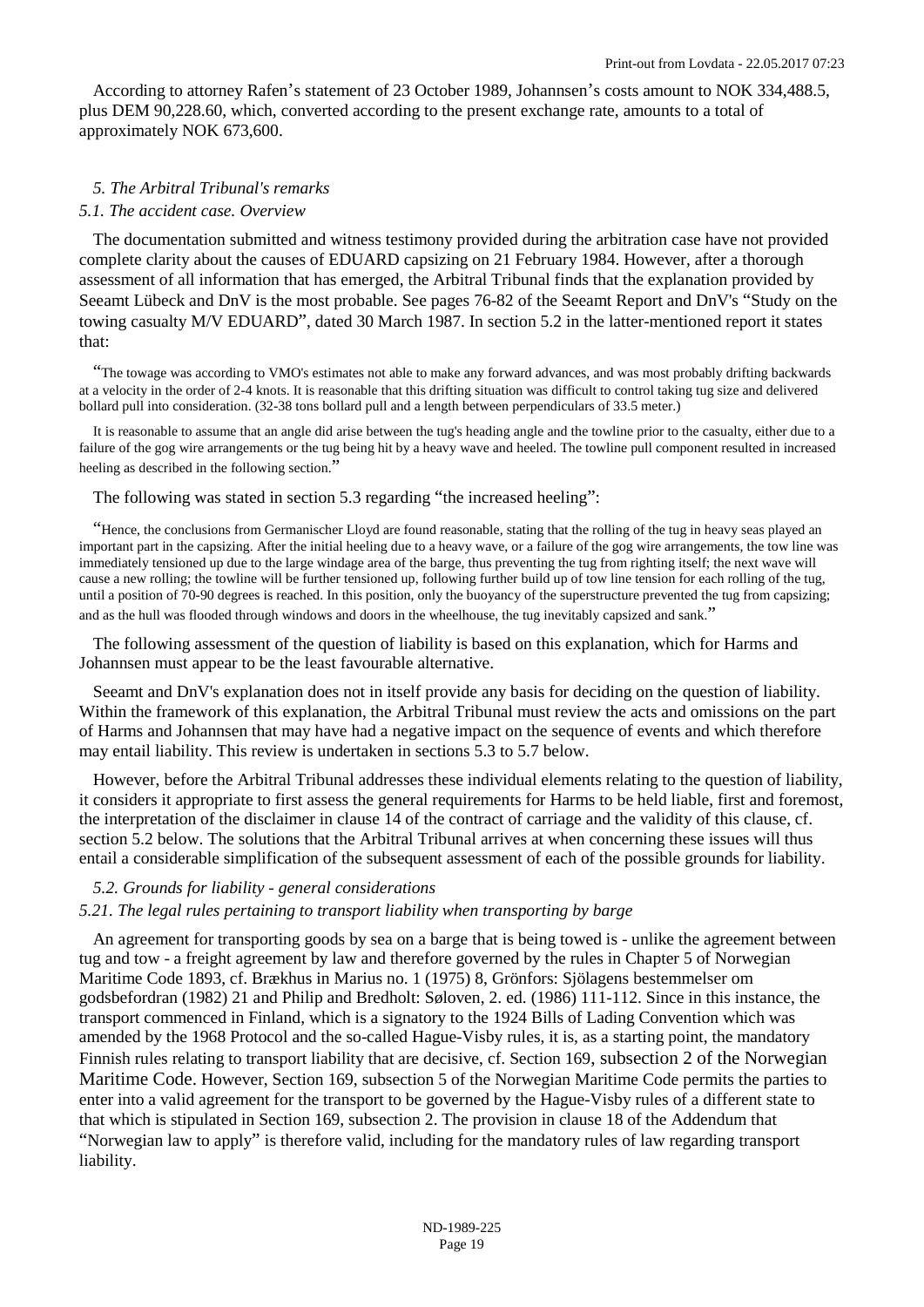According to attorney Rafen's statement of 23 October 1989, Johannsen's costs amount to NOK 334,488.5, plus DEM 90,228.60, which, converted according to the present exchange rate, amounts to a total of approximately NOK 673,600.

### *5. The Arbitral Tribunal's remarks*

#### *5.1. The accident case. Overview*

The documentation submitted and witness testimony provided during the arbitration case have not provided complete clarity about the causes of EDUARD capsizing on 21 February 1984. However, after a thorough assessment of all information that has emerged, the Arbitral Tribunal finds that the explanation provided by Seeamt Lübeck and DnV is the most probable. See pages 76-82 of the Seeamt Report and DnV's "Study on the towing casualty M/V EDUARD", dated 30 March 1987. In section 5.2 in the latter-mentioned report it states that:

> "The towage was according to VMO's estimates not able to make any forward advances, and was most probably drifting backwards at a velocity in the order of 2-4 knots. It is reasonable that this drifting situation was difficult to control taking tug size and delivered bollard pull into consideration. (32-38 tons bollard pull and a length between perpendiculars of 33.5 meter.)
>
> It is reasonable to assume that an angle did arise between the tug's heading angle and the towline prior to the casualty, either due to a failure of the gog wire arrangements or the tug being hit by a heavy wave and heeled. The towline pull component resulted in increased heeling as described in the following section."

The following was stated in section 5.3 regarding "the increased heeling":

> "Hence, the conclusions from Germanischer Lloyd are found reasonable, stating that the rolling of the tug in heavy seas played an important part in the capsizing. After the initial heeling due to a heavy wave, or a failure of the gog wire arrangements, the tow line was immediately tensioned up due to the large windage area of the barge, thus preventing the tug from righting itself; the next wave will cause a new rolling; the towline will be further tensioned up, following further build up of tow line tension for each rolling of the tug, until a position of 70-90 degrees is reached. In this position, only the buoyancy of the superstructure prevented the tug from capsizing; and as the hull was flooded through windows and doors in the wheelhouse, the tug inevitably capsized and sank."

The following assessment of the question of liability is based on this explanation, which for Harms and Johannsen must appear to be the least favourable alternative.

Seeamt and DnV's explanation does not in itself provide any basis for deciding on the question of liability. Within the framework of this explanation, the Arbitral Tribunal must review the acts and omissions on the part of Harms and Johannsen that may have had a negative impact on the sequence of events and which therefore may entail liability. This review is undertaken in sections 5.3 to 5.7 below.

However, before the Arbitral Tribunal addresses these individual elements relating to the question of liability, it considers it appropriate to first assess the general requirements for Harms to be held liable, first and foremost, the interpretation of the disclaimer in clause 14 of the contract of carriage and the validity of this clause, cf. section 5.2 below. The solutions that the Arbitral Tribunal arrives at when concerning these issues will thus entail a considerable simplification of the subsequent assessment of each of the possible grounds for liability.

#### *5.2. Grounds for liability - general considerations*

#### *5.21. The legal rules pertaining to transport liability when transporting by barge*

An agreement for transporting goods by sea on a barge that is being towed is - unlike the agreement between tug and tow - a freight agreement by law and therefore governed by the rules in Chapter 5 of Norwegian Maritime Code 1893, cf. Brækhus in Marius no. 1 (1975) 8, Grönfors: Sjölagens bestemmelser om godsbefordran (1982) 21 and Philip and Bredholt: Søloven, 2. ed. (1986) 111-112. Since in this instance, the transport commenced in Finland, which is a signatory to the 1924 Bills of Lading Convention which was amended by the 1968 Protocol and the so-called Hague-Visby rules, it is, as a starting point, the mandatory Finnish rules relating to transport liability that are decisive, cf. Section 169, subsection 2 of the Norwegian Maritime Code. However, Section 169, subsection 5 of the Norwegian Maritime Code permits the parties to enter into a valid agreement for the transport to be governed by the Hague-Visby rules of a different state to that which is stipulated in Section 169, subsection 2. The provision in clause 18 of the Addendum that "Norwegian law to apply" is therefore valid, including for the mandatory rules of law regarding transport liability.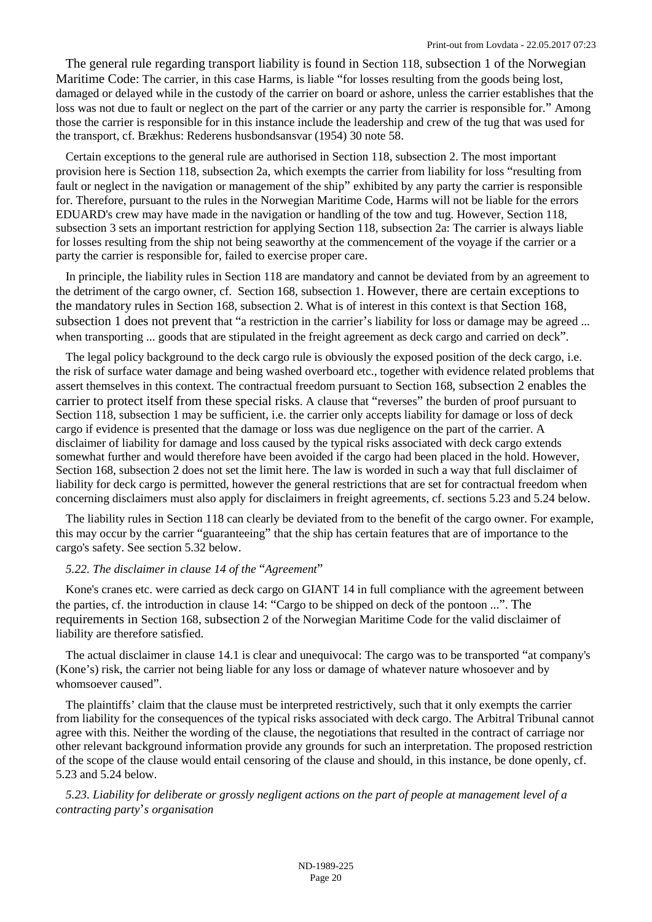The general rule regarding transport liability is found in Section 118, subsection 1 of the Norwegian Maritime Code: The carrier, in this case Harms, is liable "for losses resulting from the goods being lost, damaged or delayed while in the custody of the carrier on board or ashore, unless the carrier establishes that the loss was not due to fault or neglect on the part of the carrier or any party the carrier is responsible for." Among those the carrier is responsible for in this instance include the leadership and crew of the tug that was used for the transport, cf. Brækhus: Rederens husbondsansvar (1954) 30 note 58.

Certain exceptions to the general rule are authorised in Section 118, subsection 2. The most important provision here is Section 118, subsection 2a, which exempts the carrier from liability for loss "resulting from fault or neglect in the navigation or management of the ship" exhibited by any party the carrier is responsible for. Therefore, pursuant to the rules in the Norwegian Maritime Code, Harms will not be liable for the errors EDUARD's crew may have made in the navigation or handling of the tow and tug. However, Section 118, subsection 3 sets an important restriction for applying Section 118, subsection 2a: The carrier is always liable for losses resulting from the ship not being seaworthy at the commencement of the voyage if the carrier or a party the carrier is responsible for, failed to exercise proper care.

In principle, the liability rules in Section 118 are mandatory and cannot be deviated from by an agreement to the detriment of the cargo owner, cf. Section 168, subsection 1. However, there are certain exceptions to the mandatory rules in Section 168, subsection 2. What is of interest in this context is that Section 168, subsection 1 does not prevent that "a restriction in the carrier's liability for loss or damage may be agreed ... when transporting ... goods that are stipulated in the freight agreement as deck cargo and carried on deck".

The legal policy background to the deck cargo rule is obviously the exposed position of the deck cargo, i.e. the risk of surface water damage and being washed overboard etc., together with evidence related problems that assert themselves in this context. The contractual freedom pursuant to Section 168, subsection 2 enables the carrier to protect itself from these special risks. A clause that "reverses" the burden of proof pursuant to Section 118, subsection 1 may be sufficient, i.e. the carrier only accepts liability for damage or loss of deck cargo if evidence is presented that the damage or loss was due negligence on the part of the carrier. A disclaimer of liability for damage and loss caused by the typical risks associated with deck cargo extends somewhat further and would therefore have been avoided if the cargo had been placed in the hold. However, Section 168, subsection 2 does not set the limit here. The law is worded in such a way that full disclaimer of liability for deck cargo is permitted, however the general restrictions that are set for contractual freedom when concerning disclaimers must also apply for disclaimers in freight agreements, cf. sections 5.23 and 5.24 below.

The liability rules in Section 118 can clearly be deviated from to the benefit of the cargo owner. For example, this may occur by the carrier "guaranteeing" that the ship has certain features that are of importance to the cargo's safety. See section 5.32 below.

*5.22. The disclaimer in clause 14 of the "Agreement"*

Kone's cranes etc. were carried as deck cargo on GIANT 14 in full compliance with the agreement between the parties, cf. the introduction in clause 14: "Cargo to be shipped on deck of the pontoon ...". The requirements in Section 168, subsection 2 of the Norwegian Maritime Code for the valid disclaimer of liability are therefore satisfied.

The actual disclaimer in clause 14.1 is clear and unequivocal: The cargo was to be transported "at company's (Kone's) risk, the carrier not being liable for any loss or damage of whatever nature whosoever and by whomsoever caused".

The plaintiffs' claim that the clause must be interpreted restrictively, such that it only exempts the carrier from liability for the consequences of the typical risks associated with deck cargo. The Arbitral Tribunal cannot agree with this. Neither the wording of the clause, the negotiations that resulted in the contract of carriage nor other relevant background information provide any grounds for such an interpretation. The proposed restriction of the scope of the clause would entail censoring of the clause and should, in this instance, be done openly, cf. 5.23 and 5.24 below.

*5.23. Liability for deliberate or grossly negligent actions on the part of people at management level of a contracting party's organisation*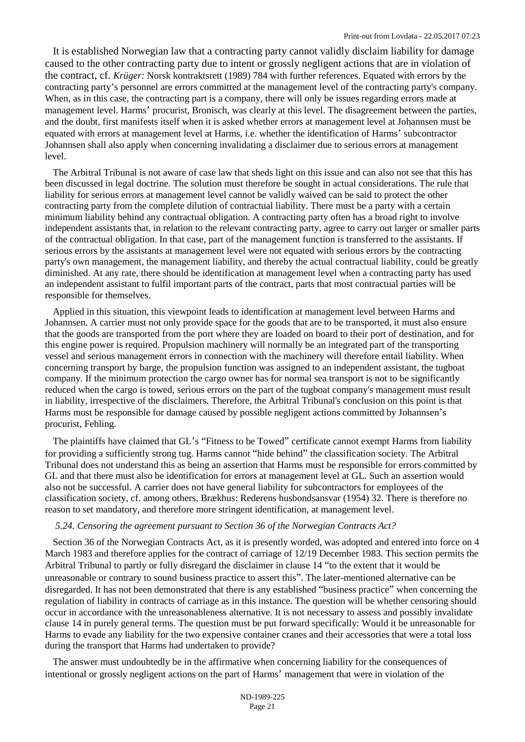It is established Norwegian law that a contracting party cannot validly disclaim liability for damage caused to the other contracting party due to intent or grossly negligent actions that are in violation of the contract, cf. *Krüger:* Norsk kontraktsrett (1989) 784 with further references. Equated with errors by the contracting party's personnel are errors committed at the management level of the contracting party's company. When, as in this case, the contracting part is a company, there will only be issues regarding errors made at management level. Harms' procurist, Bronisch, was clearly at this level. The disagreement between the parties, and the doubt, first manifests itself when it is asked whether errors at management level at Johannsen must be equated with errors at management level at Harms, i.e. whether the identification of Harms' subcontractor Johannsen shall also apply when concerning invalidating a disclaimer due to serious errors at management level.

The Arbitral Tribunal is not aware of case law that sheds light on this issue and can also not see that this has been discussed in legal doctrine. The solution must therefore be sought in actual considerations. The rule that liability for serious errors at management level cannot be validly waived can be said to protect the other contracting party from the complete dilution of contractual liability. There must be a party with a certain minimum liability behind any contractual obligation. A contracting party often has a broad right to involve independent assistants that, in relation to the relevant contracting party, agree to carry out larger or smaller parts of the contractual obligation. In that case, part of the management function is transferred to the assistants. If serious errors by the assistants at management level were not equated with serious errors by the contracting party's own management, the management liability, and thereby the actual contractual liability, could be greatly diminished. At any rate, there should be identification at management level when a contracting party has used an independent assistant to fulfil important parts of the contract, parts that most contractual parties will be responsible for themselves.

Applied in this situation, this viewpoint leads to identification at management level between Harms and Johannsen. A carrier must not only provide space for the goods that are to be transported, it must also ensure that the goods are transported from the port where they are loaded on board to their port of destination, and for this engine power is required. Propulsion machinery will normally be an integrated part of the transporting vessel and serious management errors in connection with the machinery will therefore entail liability. When concerning transport by barge, the propulsion function was assigned to an independent assistant, the tugboat company. If the minimum protection the cargo owner has for normal sea transport is not to be significantly reduced when the cargo is towed, serious errors on the part of the tugboat company's management must result in liability, irrespective of the disclaimers. Therefore, the Arbitral Tribunal's conclusion on this point is that Harms must be responsible for damage caused by possible negligent actions committed by Johannsen's procurist, Fehling.

The plaintiffs have claimed that GL's "Fitness to be Towed" certificate cannot exempt Harms from liability for providing a sufficiently strong tug. Harms cannot "hide behind" the classification society. The Arbitral Tribunal does not understand this as being an assertion that Harms must be responsible for errors committed by GL and that there must also be identification for errors at management level at GL. Such an assertion would also not be successful. A carrier does not have general liability for subcontractors for employees of the classification society, cf. among others, Brækhus: Rederens husbondsansvar (1954) 32. There is therefore no reason to set mandatory, and therefore more stringent identification, at management level.

*5.24. Censoring the agreement pursuant to Section 36 of the Norwegian Contracts Act?*

Section 36 of the Norwegian Contracts Act, as it is presently worded, was adopted and entered into force on 4 March 1983 and therefore applies for the contract of carriage of 12/19 December 1983. This section permits the Arbitral Tribunal to partly or fully disregard the disclaimer in clause 14 "to the extent that it would be unreasonable or contrary to sound business practice to assert this". The later-mentioned alternative can be disregarded. It has not been demonstrated that there is any established "business practice" when concerning the regulation of liability in contracts of carriage as in this instance. The question will be whether censoring should occur in accordance with the unreasonableness alternative. It is not necessary to assess and possibly invalidate clause 14 in purely general terms. The question must be put forward specifically: Would it be unreasonable for Harms to evade any liability for the two expensive container cranes and their accessories that were a total loss during the transport that Harms had undertaken to provide?

The answer must undoubtedly be in the affirmative when concerning liability for the consequences of intentional or grossly negligent actions on the part of Harms' management that were in violation of the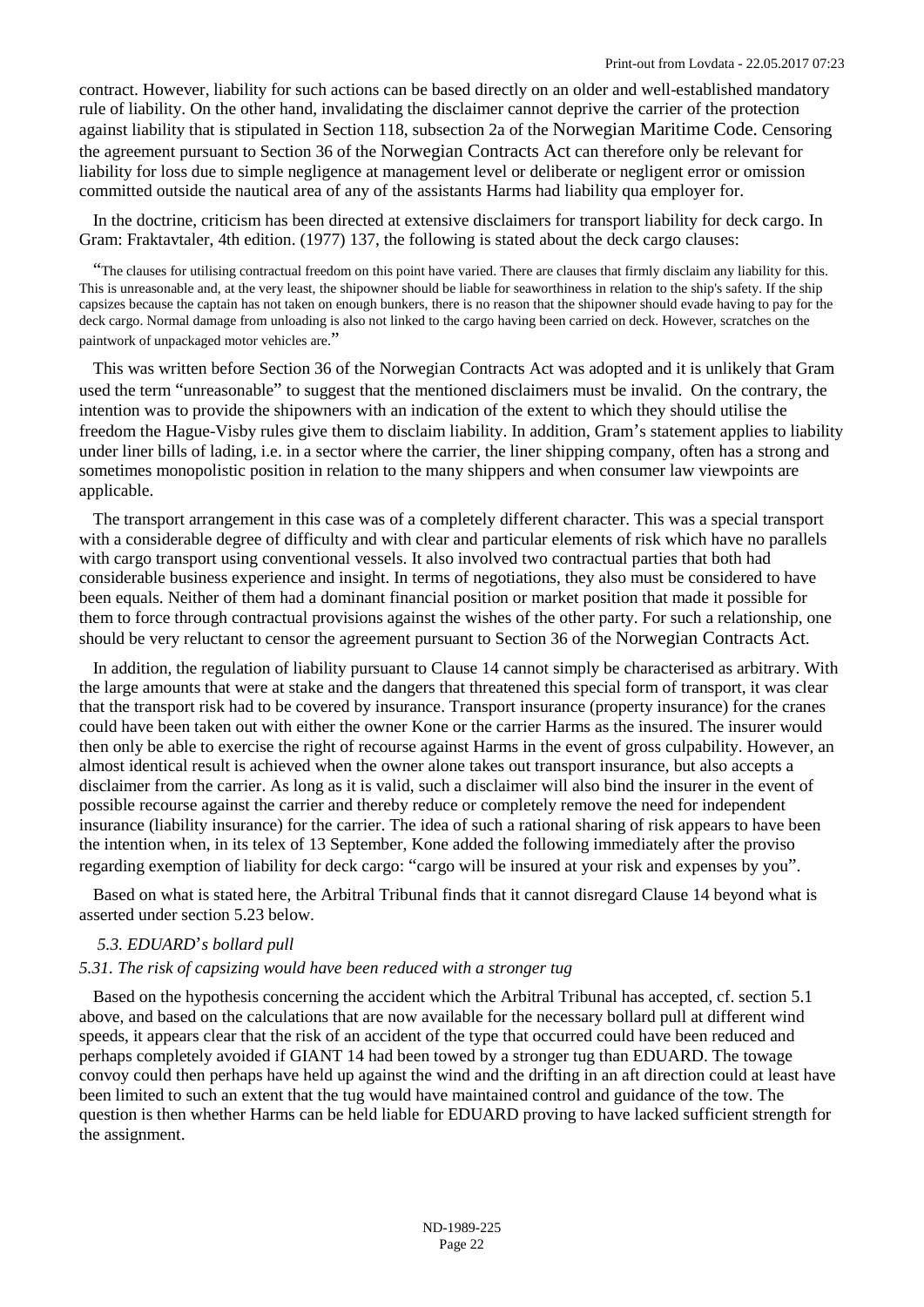contract. However, liability for such actions can be based directly on an older and well-established mandatory rule of liability. On the other hand, invalidating the disclaimer cannot deprive the carrier of the protection against liability that is stipulated in Section 118, subsection 2a of the Norwegian Maritime Code. Censoring the agreement pursuant to Section 36 of the Norwegian Contracts Act can therefore only be relevant for liability for loss due to simple negligence at management level or deliberate or negligent error or omission committed outside the nautical area of any of the assistants Harms had liability qua employer for.

In the doctrine, criticism has been directed at extensive disclaimers for transport liability for deck cargo. In Gram: Fraktavtaler, 4th edition. (1977) 137, the following is stated about the deck cargo clauses:

> "The clauses for utilising contractual freedom on this point have varied. There are clauses that firmly disclaim any liability for this. This is unreasonable and, at the very least, the shipowner should be liable for seaworthiness in relation to the ship's safety. If the ship capsizes because the captain has not taken on enough bunkers, there is no reason that the shipowner should evade having to pay for the deck cargo. Normal damage from unloading is also not linked to the cargo having been carried on deck. However, scratches on the paintwork of unpackaged motor vehicles are."

This was written before Section 36 of the Norwegian Contracts Act was adopted and it is unlikely that Gram used the term "unreasonable" to suggest that the mentioned disclaimers must be invalid. On the contrary, the intention was to provide the shipowners with an indication of the extent to which they should utilise the freedom the Hague-Visby rules give them to disclaim liability. In addition, Gram's statement applies to liability under liner bills of lading, i.e. in a sector where the carrier, the liner shipping company, often has a strong and sometimes monopolistic position in relation to the many shippers and when consumer law viewpoints are applicable.

The transport arrangement in this case was of a completely different character. This was a special transport with a considerable degree of difficulty and with clear and particular elements of risk which have no parallels with cargo transport using conventional vessels. It also involved two contractual parties that both had considerable business experience and insight. In terms of negotiations, they also must be considered to have been equals. Neither of them had a dominant financial position or market position that made it possible for them to force through contractual provisions against the wishes of the other party. For such a relationship, one should be very reluctant to censor the agreement pursuant to Section 36 of the Norwegian Contracts Act.

In addition, the regulation of liability pursuant to Clause 14 cannot simply be characterised as arbitrary. With the large amounts that were at stake and the dangers that threatened this special form of transport, it was clear that the transport risk had to be covered by insurance. Transport insurance (property insurance) for the cranes could have been taken out with either the owner Kone or the carrier Harms as the insured. The insurer would then only be able to exercise the right of recourse against Harms in the event of gross culpability. However, an almost identical result is achieved when the owner alone takes out transport insurance, but also accepts a disclaimer from the carrier. As long as it is valid, such a disclaimer will also bind the insurer in the event of possible recourse against the carrier and thereby reduce or completely remove the need for independent insurance (liability insurance) for the carrier. The idea of such a rational sharing of risk appears to have been the intention when, in its telex of 13 September, Kone added the following immediately after the proviso regarding exemption of liability for deck cargo: "cargo will be insured at your risk and expenses by you".

Based on what is stated here, the Arbitral Tribunal finds that it cannot disregard Clause 14 beyond what is asserted under section 5.23 below.

### *5.3. EDUARD's bollard pull*

#### *5.31. The risk of capsizing would have been reduced with a stronger tug*

Based on the hypothesis concerning the accident which the Arbitral Tribunal has accepted, cf. section 5.1 above, and based on the calculations that are now available for the necessary bollard pull at different wind speeds, it appears clear that the risk of an accident of the type that occurred could have been reduced and perhaps completely avoided if GIANT 14 had been towed by a stronger tug than EDUARD. The towage convoy could then perhaps have held up against the wind and the drifting in an aft direction could at least have been limited to such an extent that the tug would have maintained control and guidance of the tow. The question is then whether Harms can be held liable for EDUARD proving to have lacked sufficient strength for the assignment.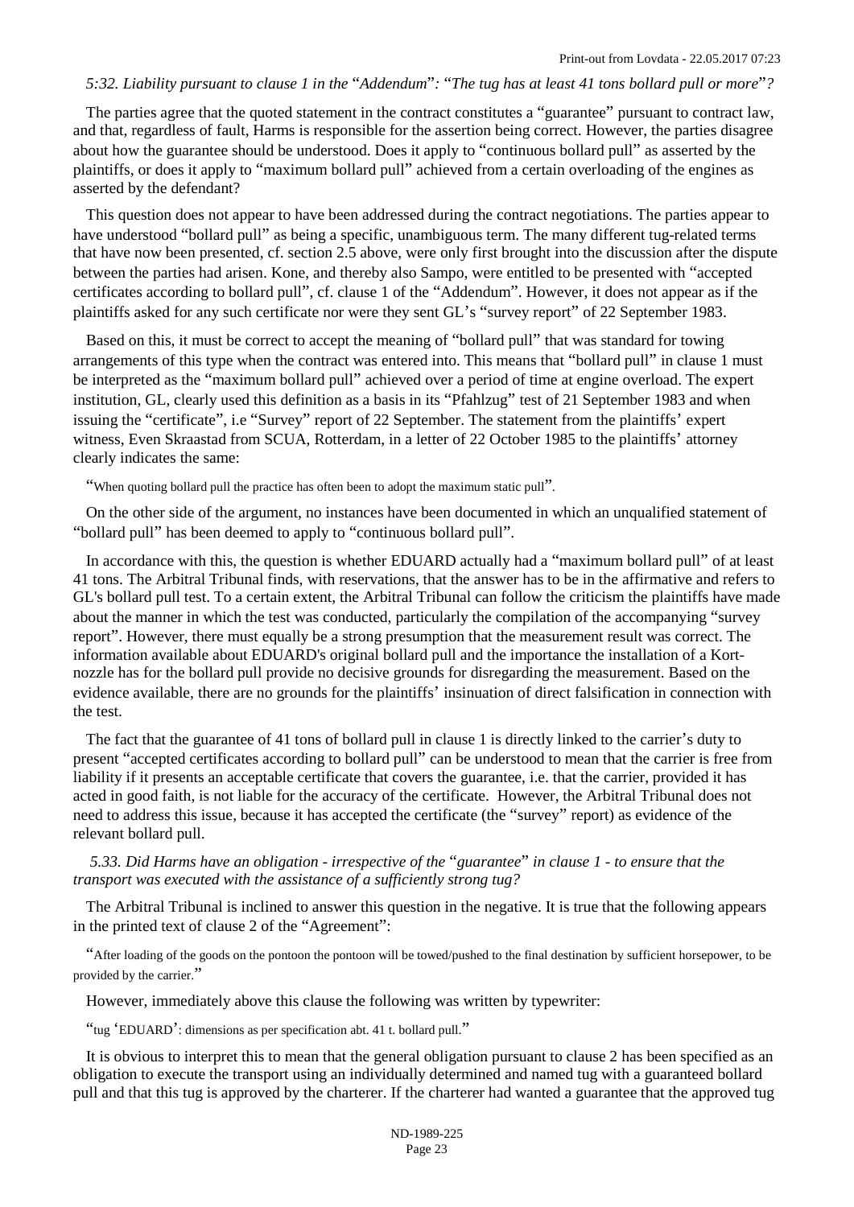*5:32. Liability pursuant to clause 1 in the "Addendum": "The tug has at least 41 tons bollard pull or more"?*

The parties agree that the quoted statement in the contract constitutes a "guarantee" pursuant to contract law, and that, regardless of fault, Harms is responsible for the assertion being correct. However, the parties disagree about how the guarantee should be understood. Does it apply to "continuous bollard pull" as asserted by the plaintiffs, or does it apply to "maximum bollard pull" achieved from a certain overloading of the engines as asserted by the defendant?

This question does not appear to have been addressed during the contract negotiations. The parties appear to have understood "bollard pull" as being a specific, unambiguous term. The many different tug-related terms that have now been presented, cf. section 2.5 above, were only first brought into the discussion after the dispute between the parties had arisen. Kone, and thereby also Sampo, were entitled to be presented with "accepted certificates according to bollard pull", cf. clause 1 of the "Addendum". However, it does not appear as if the plaintiffs asked for any such certificate nor were they sent GL's "survey report" of 22 September 1983.

Based on this, it must be correct to accept the meaning of "bollard pull" that was standard for towing arrangements of this type when the contract was entered into. This means that "bollard pull" in clause 1 must be interpreted as the "maximum bollard pull" achieved over a period of time at engine overload. The expert institution, GL, clearly used this definition as a basis in its "Pfahlzug" test of 21 September 1983 and when issuing the "certificate", i.e "Survey" report of 22 September. The statement from the plaintiffs' expert witness, Even Skraastad from SCUA, Rotterdam, in a letter of 22 October 1985 to the plaintiffs' attorney clearly indicates the same:

"When quoting bollard pull the practice has often been to adopt the maximum static pull".

On the other side of the argument, no instances have been documented in which an unqualified statement of "bollard pull" has been deemed to apply to "continuous bollard pull".

In accordance with this, the question is whether EDUARD actually had a "maximum bollard pull" of at least 41 tons. The Arbitral Tribunal finds, with reservations, that the answer has to be in the affirmative and refers to GL's bollard pull test. To a certain extent, the Arbitral Tribunal can follow the criticism the plaintiffs have made about the manner in which the test was conducted, particularly the compilation of the accompanying "survey report". However, there must equally be a strong presumption that the measurement result was correct. The information available about EDUARD's original bollard pull and the importance the installation of a Kort-nozzle has for the bollard pull provide no decisive grounds for disregarding the measurement. Based on the evidence available, there are no grounds for the plaintiffs' insinuation of direct falsification in connection with the test.

The fact that the guarantee of 41 tons of bollard pull in clause 1 is directly linked to the carrier's duty to present "accepted certificates according to bollard pull" can be understood to mean that the carrier is free from liability if it presents an acceptable certificate that covers the guarantee, i.e. that the carrier, provided it has acted in good faith, is not liable for the accuracy of the certificate. However, the Arbitral Tribunal does not need to address this issue, because it has accepted the certificate (the "survey" report) as evidence of the relevant bollard pull.

*5.33. Did Harms have an obligation - irrespective of the "guarantee" in clause 1 - to ensure that the transport was executed with the assistance of a sufficiently strong tug?*

The Arbitral Tribunal is inclined to answer this question in the negative. It is true that the following appears in the printed text of clause 2 of the "Agreement":

"After loading of the goods on the pontoon the pontoon will be towed/pushed to the final destination by sufficient horsepower, to be provided by the carrier."

However, immediately above this clause the following was written by typewriter:

"tug 'EDUARD': dimensions as per specification abt. 41 t. bollard pull."

It is obvious to interpret this to mean that the general obligation pursuant to clause 2 has been specified as an obligation to execute the transport using an individually determined and named tug with a guaranteed bollard pull and that this tug is approved by the charterer. If the charterer had wanted a guarantee that the approved tug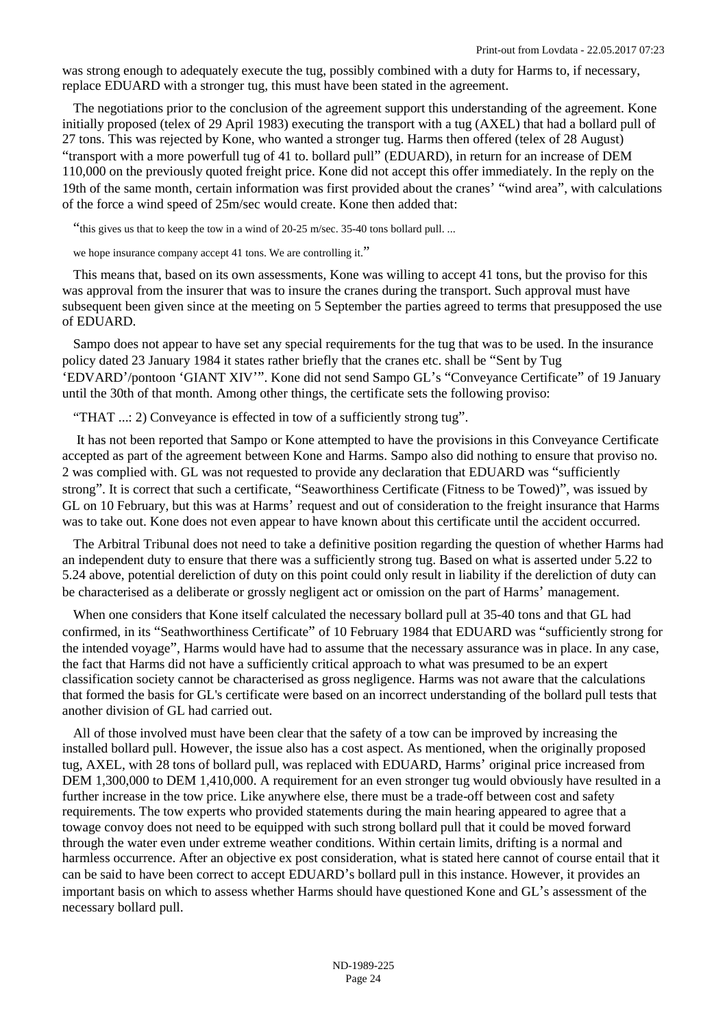was strong enough to adequately execute the tug, possibly combined with a duty for Harms to, if necessary, replace EDUARD with a stronger tug, this must have been stated in the agreement.

The negotiations prior to the conclusion of the agreement support this understanding of the agreement. Kone initially proposed (telex of 29 April 1983) executing the transport with a tug (AXEL) that had a bollard pull of 27 tons. This was rejected by Kone, who wanted a stronger tug. Harms then offered (telex of 28 August) "transport with a more powerfull tug of 41 to. bollard pull" (EDUARD), in return for an increase of DEM 110,000 on the previously quoted freight price. Kone did not accept this offer immediately. In the reply on the 19th of the same month, certain information was first provided about the cranes' "wind area", with calculations of the force a wind speed of 25m/sec would create. Kone then added that:

"this gives us that to keep the tow in a wind of 20-25 m/sec. 35-40 tons bollard pull. ...

we hope insurance company accept 41 tons. We are controlling it."

This means that, based on its own assessments, Kone was willing to accept 41 tons, but the proviso for this was approval from the insurer that was to insure the cranes during the transport. Such approval must have subsequent been given since at the meeting on 5 September the parties agreed to terms that presupposed the use of EDUARD.

Sampo does not appear to have set any special requirements for the tug that was to be used. In the insurance policy dated 23 January 1984 it states rather briefly that the cranes etc. shall be "Sent by Tug 'EDVARD'/pontoon 'GIANT XIV'". Kone did not send Sampo GL's "Conveyance Certificate" of 19 January until the 30th of that month. Among other things, the certificate sets the following proviso:

"THAT ...: 2) Conveyance is effected in tow of a sufficiently strong tug".

It has not been reported that Sampo or Kone attempted to have the provisions in this Conveyance Certificate accepted as part of the agreement between Kone and Harms. Sampo also did nothing to ensure that proviso no. 2 was complied with. GL was not requested to provide any declaration that EDUARD was "sufficiently strong". It is correct that such a certificate, "Seaworthiness Certificate (Fitness to be Towed)", was issued by GL on 10 February, but this was at Harms' request and out of consideration to the freight insurance that Harms was to take out. Kone does not even appear to have known about this certificate until the accident occurred.

The Arbitral Tribunal does not need to take a definitive position regarding the question of whether Harms had an independent duty to ensure that there was a sufficiently strong tug. Based on what is asserted under 5.22 to 5.24 above, potential dereliction of duty on this point could only result in liability if the dereliction of duty can be characterised as a deliberate or grossly negligent act or omission on the part of Harms' management.

When one considers that Kone itself calculated the necessary bollard pull at 35-40 tons and that GL had confirmed, in its "Seathworthiness Certificate" of 10 February 1984 that EDUARD was "sufficiently strong for the intended voyage", Harms would have had to assume that the necessary assurance was in place. In any case, the fact that Harms did not have a sufficiently critical approach to what was presumed to be an expert classification society cannot be characterised as gross negligence. Harms was not aware that the calculations that formed the basis for GL's certificate were based on an incorrect understanding of the bollard pull tests that another division of GL had carried out.

All of those involved must have been clear that the safety of a tow can be improved by increasing the installed bollard pull. However, the issue also has a cost aspect. As mentioned, when the originally proposed tug, AXEL, with 28 tons of bollard pull, was replaced with EDUARD, Harms' original price increased from DEM 1,300,000 to DEM 1,410,000. A requirement for an even stronger tug would obviously have resulted in a further increase in the tow price. Like anywhere else, there must be a trade-off between cost and safety requirements. The tow experts who provided statements during the main hearing appeared to agree that a towage convoy does not need to be equipped with such strong bollard pull that it could be moved forward through the water even under extreme weather conditions. Within certain limits, drifting is a normal and harmless occurrence. After an objective ex post consideration, what is stated here cannot of course entail that it can be said to have been correct to accept EDUARD's bollard pull in this instance. However, it provides an important basis on which to assess whether Harms should have questioned Kone and GL's assessment of the necessary bollard pull.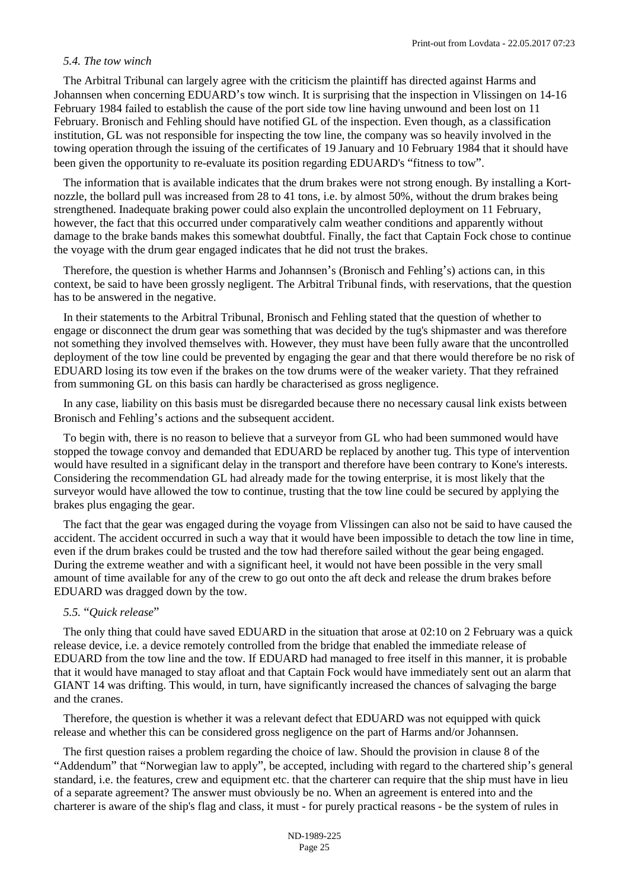### *5.4. The tow winch*

The Arbitral Tribunal can largely agree with the criticism the plaintiff has directed against Harms and Johannsen when concerning EDUARD's tow winch. It is surprising that the inspection in Vlissingen on 14-16 February 1984 failed to establish the cause of the port side tow line having unwound and been lost on 11 February. Bronisch and Fehling should have notified GL of the inspection. Even though, as a classification institution, GL was not responsible for inspecting the tow line, the company was so heavily involved in the towing operation through the issuing of the certificates of 19 January and 10 February 1984 that it should have been given the opportunity to re-evaluate its position regarding EDUARD's "fitness to tow".

The information that is available indicates that the drum brakes were not strong enough. By installing a Kort-nozzle, the bollard pull was increased from 28 to 41 tons, i.e. by almost 50%, without the drum brakes being strengthened. Inadequate braking power could also explain the uncontrolled deployment on 11 February, however, the fact that this occurred under comparatively calm weather conditions and apparently without damage to the brake bands makes this somewhat doubtful. Finally, the fact that Captain Fock chose to continue the voyage with the drum gear engaged indicates that he did not trust the brakes.

Therefore, the question is whether Harms and Johannsen's (Bronisch and Fehling's) actions can, in this context, be said to have been grossly negligent. The Arbitral Tribunal finds, with reservations, that the question has to be answered in the negative.

In their statements to the Arbitral Tribunal, Bronisch and Fehling stated that the question of whether to engage or disconnect the drum gear was something that was decided by the tug's shipmaster and was therefore not something they involved themselves with. However, they must have been fully aware that the uncontrolled deployment of the tow line could be prevented by engaging the gear and that there would therefore be no risk of EDUARD losing its tow even if the brakes on the tow drums were of the weaker variety. That they refrained from summoning GL on this basis can hardly be characterised as gross negligence.

In any case, liability on this basis must be disregarded because there no necessary causal link exists between Bronisch and Fehling's actions and the subsequent accident.

To begin with, there is no reason to believe that a surveyor from GL who had been summoned would have stopped the towage convoy and demanded that EDUARD be replaced by another tug. This type of intervention would have resulted in a significant delay in the transport and therefore have been contrary to Kone's interests. Considering the recommendation GL had already made for the towing enterprise, it is most likely that the surveyor would have allowed the tow to continue, trusting that the tow line could be secured by applying the brakes plus engaging the gear.

The fact that the gear was engaged during the voyage from Vlissingen can also not be said to have caused the accident. The accident occurred in such a way that it would have been impossible to detach the tow line in time, even if the drum brakes could be trusted and the tow had therefore sailed without the gear being engaged. During the extreme weather and with a significant heel, it would not have been possible in the very small amount of time available for any of the crew to go out onto the aft deck and release the drum brakes before EDUARD was dragged down by the tow.

### *5.5. "Quick release"*

The only thing that could have saved EDUARD in the situation that arose at 02:10 on 2 February was a quick release device, i.e. a device remotely controlled from the bridge that enabled the immediate release of EDUARD from the tow line and the tow. If EDUARD had managed to free itself in this manner, it is probable that it would have managed to stay afloat and that Captain Fock would have immediately sent out an alarm that GIANT 14 was drifting. This would, in turn, have significantly increased the chances of salvaging the barge and the cranes.

Therefore, the question is whether it was a relevant defect that EDUARD was not equipped with quick release and whether this can be considered gross negligence on the part of Harms and/or Johannsen.

The first question raises a problem regarding the choice of law. Should the provision in clause 8 of the "Addendum" that "Norwegian law to apply", be accepted, including with regard to the chartered ship's general standard, i.e. the features, crew and equipment etc. that the charterer can require that the ship must have in lieu of a separate agreement? The answer must obviously be no. When an agreement is entered into and the charterer is aware of the ship's flag and class, it must - for purely practical reasons - be the system of rules in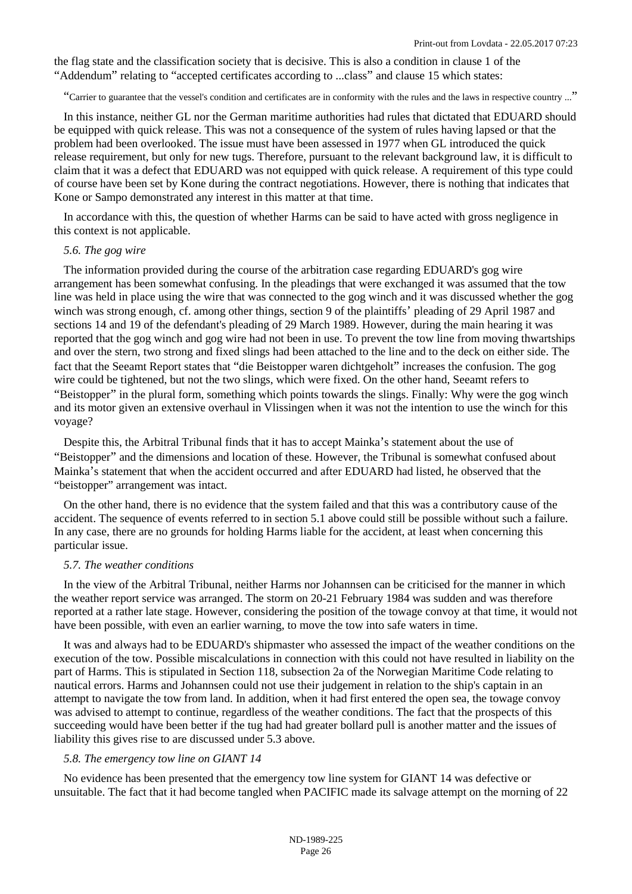the flag state and the classification society that is decisive. This is also a condition in clause 1 of the "Addendum" relating to "accepted certificates according to ...class" and clause 15 which states:

"Carrier to guarantee that the vessel's condition and certificates are in conformity with the rules and the laws in respective country ..."

In this instance, neither GL nor the German maritime authorities had rules that dictated that EDUARD should be equipped with quick release. This was not a consequence of the system of rules having lapsed or that the problem had been overlooked. The issue must have been assessed in 1977 when GL introduced the quick release requirement, but only for new tugs. Therefore, pursuant to the relevant background law, it is difficult to claim that it was a defect that EDUARD was not equipped with quick release. A requirement of this type could of course have been set by Kone during the contract negotiations. However, there is nothing that indicates that Kone or Sampo demonstrated any interest in this matter at that time.

In accordance with this, the question of whether Harms can be said to have acted with gross negligence in this context is not applicable.

*5.6. The gog wire*

The information provided during the course of the arbitration case regarding EDUARD's gog wire arrangement has been somewhat confusing. In the pleadings that were exchanged it was assumed that the tow line was held in place using the wire that was connected to the gog winch and it was discussed whether the gog winch was strong enough, cf. among other things, section 9 of the plaintiffs' pleading of 29 April 1987 and sections 14 and 19 of the defendant's pleading of 29 March 1989. However, during the main hearing it was reported that the gog winch and gog wire had not been in use. To prevent the tow line from moving thwartships and over the stern, two strong and fixed slings had been attached to the line and to the deck on either side. The fact that the Seeamt Report states that "die Beistopper waren dichtgeholt" increases the confusion. The gog wire could be tightened, but not the two slings, which were fixed. On the other hand, Seeamt refers to "Beistopper" in the plural form, something which points towards the slings. Finally: Why were the gog winch and its motor given an extensive overhaul in Vlissingen when it was not the intention to use the winch for this voyage?

Despite this, the Arbitral Tribunal finds that it has to accept Mainka's statement about the use of "Beistopper" and the dimensions and location of these. However, the Tribunal is somewhat confused about Mainka's statement that when the accident occurred and after EDUARD had listed, he observed that the "beistopper" arrangement was intact.

On the other hand, there is no evidence that the system failed and that this was a contributory cause of the accident. The sequence of events referred to in section 5.1 above could still be possible without such a failure. In any case, there are no grounds for holding Harms liable for the accident, at least when concerning this particular issue.

*5.7. The weather conditions*

In the view of the Arbitral Tribunal, neither Harms nor Johannsen can be criticised for the manner in which the weather report service was arranged. The storm on 20-21 February 1984 was sudden and was therefore reported at a rather late stage. However, considering the position of the towage convoy at that time, it would not have been possible, with even an earlier warning, to move the tow into safe waters in time.

It was and always had to be EDUARD's shipmaster who assessed the impact of the weather conditions on the execution of the tow. Possible miscalculations in connection with this could not have resulted in liability on the part of Harms. This is stipulated in Section 118, subsection 2a of the Norwegian Maritime Code relating to nautical errors. Harms and Johannsen could not use their judgement in relation to the ship's captain in an attempt to navigate the tow from land. In addition, when it had first entered the open sea, the towage convoy was advised to attempt to continue, regardless of the weather conditions. The fact that the prospects of this succeeding would have been better if the tug had had greater bollard pull is another matter and the issues of liability this gives rise to are discussed under 5.3 above.

*5.8. The emergency tow line on GIANT 14*

No evidence has been presented that the emergency tow line system for GIANT 14 was defective or unsuitable. The fact that it had become tangled when PACIFIC made its salvage attempt on the morning of 22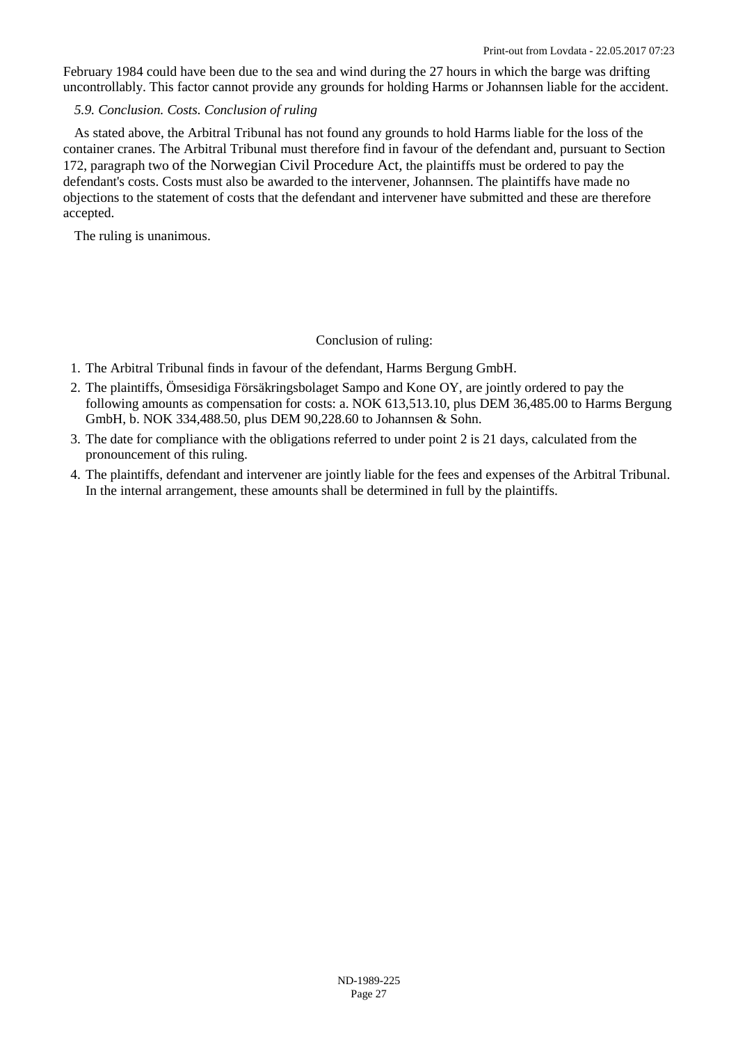February 1984 could have been due to the sea and wind during the 27 hours in which the barge was drifting uncontrollably. This factor cannot provide any grounds for holding Harms or Johannsen liable for the accident.

*5.9. Conclusion. Costs. Conclusion of ruling*

As stated above, the Arbitral Tribunal has not found any grounds to hold Harms liable for the loss of the container cranes. The Arbitral Tribunal must therefore find in favour of the defendant and, pursuant to Section 172, paragraph two of the Norwegian Civil Procedure Act, the plaintiffs must be ordered to pay the defendant's costs. Costs must also be awarded to the intervener, Johannsen. The plaintiffs have made no objections to the statement of costs that the defendant and intervener have submitted and these are therefore accepted.

The ruling is unanimous.

Conclusion of ruling:

1. The Arbitral Tribunal finds in favour of the defendant, Harms Bergung GmbH.
2. The plaintiffs, Ömsesidiga Försäkringsbolaget Sampo and Kone OY, are jointly ordered to pay the following amounts as compensation for costs: a. NOK 613,513.10, plus DEM 36,485.00 to Harms Bergung GmbH, b. NOK 334,488.50, plus DEM 90,228.60 to Johannsen & Sohn.
3. The date for compliance with the obligations referred to under point 2 is 21 days, calculated from the pronouncement of this ruling.
4. The plaintiffs, defendant and intervener are jointly liable for the fees and expenses of the Arbitral Tribunal. In the internal arrangement, these amounts shall be determined in full by the plaintiffs.